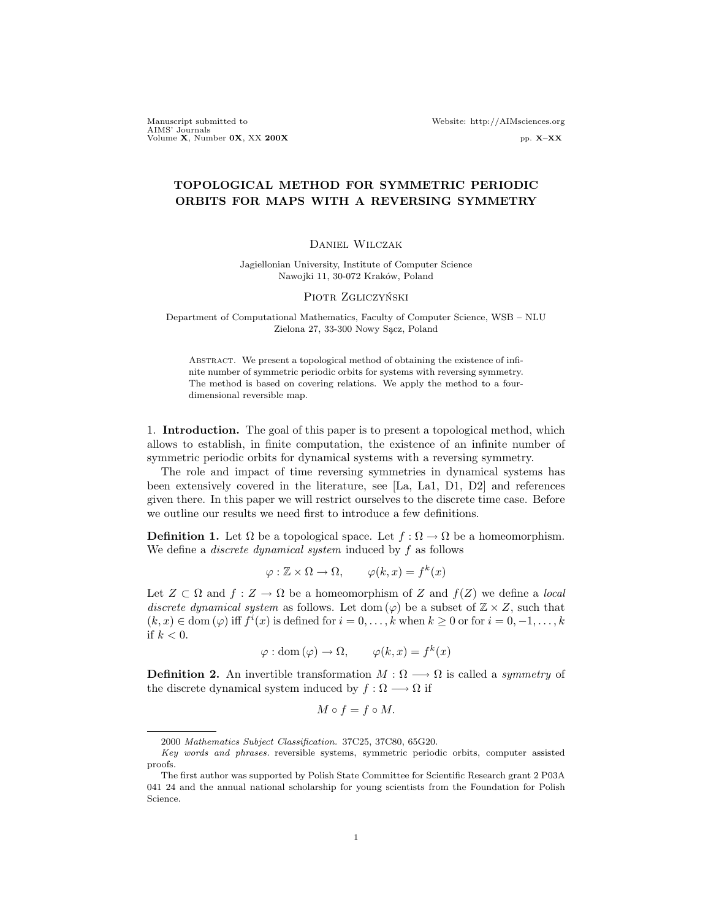# TOPOLOGICAL METHOD FOR SYMMETRIC PERIODIC ORBITS FOR MAPS WITH A REVERSING SYMMETRY

Daniel Wilczak

Jagiellonian University, Institute of Computer Science
Nawojki 11, 30-072 Kraków, Poland

Piotr Zgliczyński

Department of Computational Mathematics, Faculty of Computer Science, WSB – NLU
Zielona 27, 33-300 Nowy Sącz, Poland

Abstract. We present a topological method of obtaining the existence of infinite number of symmetric periodic orbits for systems with reversing symmetry. The method is based on covering relations. We apply the method to a four-dimensional reversible map.

## 1. Introduction.

The goal of this paper is to present a topological method, which allows to establish, in finite computation, the existence of an infinite number of symmetric periodic orbits for dynamical systems with a reversing symmetry.

The role and impact of time reversing symmetries in dynamical systems has been extensively covered in the literature, see [La, La1, D1, D2] and references given there. In this paper we will restrict ourselves to the discrete time case. Before we outline our results we need first to introduce a few definitions.

**Definition 1.** Let $\Omega$ be a topological space. Let $f : \Omega \to \Omega$ be a homeomorphism. We define a *discrete dynamical system* induced by $f$ as follows

$$\varphi : \mathbb{Z} \times \Omega \to \Omega, \qquad \varphi(k, x) = f^k(x)$$

Let $Z \subset \Omega$ and $f : Z \to \Omega$ be a homeomorphism of $Z$ and $f(Z)$ we define a *local discrete dynamical system* as follows. Let $\mathrm{dom}\,(\varphi)$ be a subset of $\mathbb{Z} \times Z$, such that $(k, x) \in \mathrm{dom}\,(\varphi)$ iff $f^i(x)$ is defined for $i = 0, \ldots, k$ when $k \geq 0$ or for $i = 0, -1, \ldots, k$ if $k < 0$.

$$\varphi : \mathrm{dom}\,(\varphi) \to \Omega, \qquad \varphi(k, x) = f^k(x)$$

**Definition 2.** An invertible transformation $M : \Omega \longrightarrow \Omega$ is called a *symmetry* of the discrete dynamical system induced by $f : \Omega \longrightarrow \Omega$ if

$$M \circ f = f \circ M.$$

---

2000 *Mathematics Subject Classification.* 37C25, 37C80, 65G20.

*Key words and phrases.* reversible systems, symmetric periodic orbits, computer assisted proofs.

The first author was supported by Polish State Committee for Scientific Research grant 2 P03A 041 24 and the annual national scholarship for young scientists from the Foundation for Polish Science.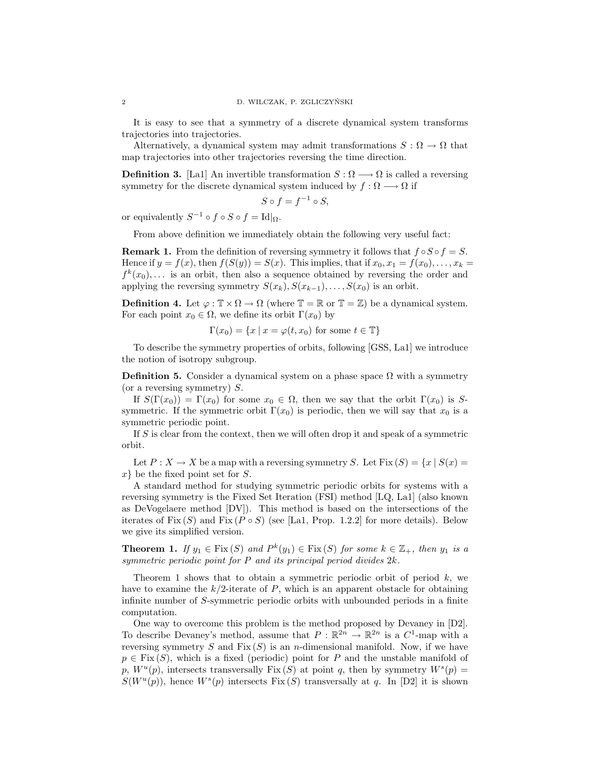It is easy to see that a symmetry of a discrete dynamical system transforms trajectories into trajectories.

Alternatively, a dynamical system may admit transformations $S : \Omega \to \Omega$ that map trajectories into other trajectories reversing the time direction.

**Definition 3.** [La1] An invertible transformation $S : \Omega \longrightarrow \Omega$ is called a reversing symmetry for the discrete dynamical system induced by $f : \Omega \longrightarrow \Omega$ if

$$S \circ f = f^{-1} \circ S,$$

or equivalently $S^{-1} \circ f \circ S \circ f = \mathrm{Id}|_\Omega$.

From above definition we immediately obtain the following very useful fact:

**Remark 1.** From the definition of reversing symmetry it follows that $f \circ S \circ f = S$. Hence if $y = f(x)$, then $f(S(y)) = S(x)$. This implies, that if $x_0, x_1 = f(x_0), \ldots, x_k = f^k(x_0), \ldots$ is an orbit, then also a sequence obtained by reversing the order and applying the reversing symmetry $S(x_k), S(x_{k-1}), \ldots, S(x_0)$ is an orbit.

**Definition 4.** Let $\varphi : \mathbb{T} \times \Omega \to \Omega$ (where $\mathbb{T} = \mathbb{R}$ or $\mathbb{T} = \mathbb{Z}$) be a dynamical system. For each point $x_0 \in \Omega$, we define its orbit $\Gamma(x_0)$ by

$$\Gamma(x_0) = \{x \mid x = \varphi(t, x_0) \text{ for some } t \in \mathbb{T}\}$$

To describe the symmetry properties of orbits, following [GSS, La1] we introduce the notion of isotropy subgroup.

**Definition 5.** Consider a dynamical system on a phase space $\Omega$ with a symmetry (or a reversing symmetry) $S$.

If $S(\Gamma(x_0)) = \Gamma(x_0)$ for some $x_0 \in \Omega$, then we say that the orbit $\Gamma(x_0)$ is $S$-symmetric. If the symmetric orbit $\Gamma(x_0)$ is periodic, then we will say that $x_0$ is a symmetric periodic point.

If $S$ is clear from the context, then we will often drop it and speak of a symmetric orbit.

Let $P : X \to X$ be a map with a reversing symmetry $S$. Let $\mathrm{Fix}\,(S) = \{x \mid S(x) = x\}$ be the fixed point set for $S$.

A standard method for studying symmetric periodic orbits for systems with a reversing symmetry is the Fixed Set Iteration (FSI) method [LQ, La1] (also known as DeVogelaere method [DV]). This method is based on the intersections of the iterates of $\mathrm{Fix}\,(S)$ and $\mathrm{Fix}\,(P \circ S)$ (see [La1, Prop. 1.2.2] for more details). Below we give its simplified version.

**Theorem 1.** *If $y_1 \in \mathrm{Fix}\,(S)$ and $P^k(y_1) \in \mathrm{Fix}\,(S)$ for some $k \in \mathbb{Z}_+$, then $y_1$ is a symmetric periodic point for $P$ and its principal period divides $2k$.*

Theorem 1 shows that to obtain a symmetric periodic orbit of period $k$, we have to examine the $k/2$-iterate of $P$, which is an apparent obstacle for obtaining infinite number of $S$-symmetric periodic orbits with unbounded periods in a finite computation.

One way to overcome this problem is the method proposed by Devaney in [D2]. To describe Devaney's method, assume that $P : \mathbb{R}^{2n} \to \mathbb{R}^{2n}$ is a $C^1$-map with a reversing symmetry $S$ and $\mathrm{Fix}\,(S)$ is an $n$-dimensional manifold. Now, if we have $p \in \mathrm{Fix}\,(S)$, which is a fixed (periodic) point for $P$ and the unstable manifold of $p$, $W^u(p)$, intersects transversally $\mathrm{Fix}\,(S)$ at point $q$, then by symmetry $W^s(p) = S(W^u(p))$, hence $W^s(p)$ intersects $\mathrm{Fix}\,(S)$ transversally at $q$. In [D2] it is shown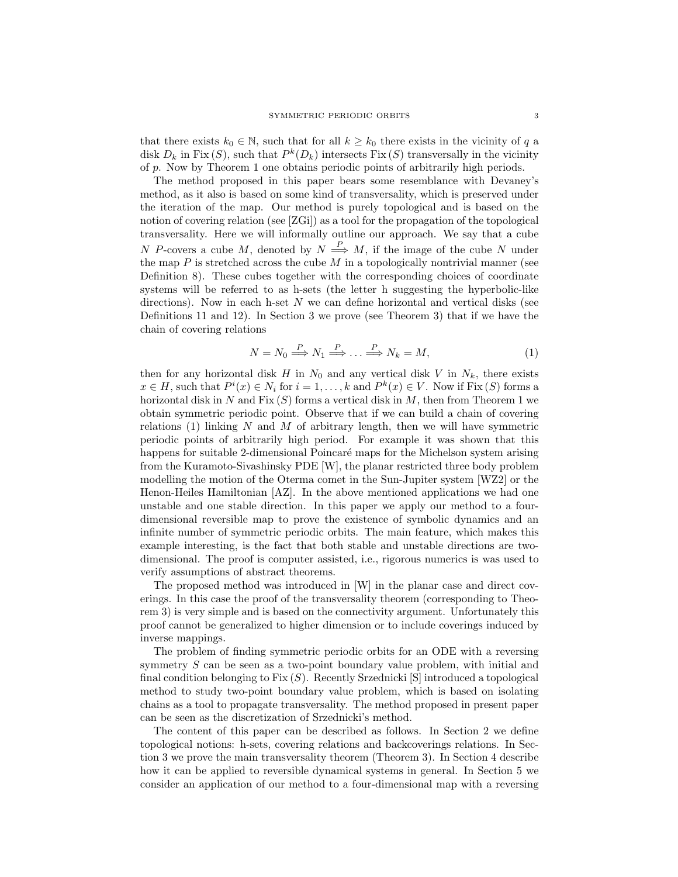that there exists $k_0 \in \mathbb{N}$, such that for all $k \geq k_0$ there exists in the vicinity of $q$ a disk $D_k$ in $\mathrm{Fix}\,(S)$, such that $P^k(D_k)$ intersects $\mathrm{Fix}\,(S)$ transversally in the vicinity of $p$. Now by Theorem 1 one obtains periodic points of arbitrarily high periods.

The method proposed in this paper bears some resemblance with Devaney's method, as it also is based on some kind of transversality, which is preserved under the iteration of the map. Our method is purely topological and is based on the notion of covering relation (see [ZGi]) as a tool for the propagation of the topological transversality. Here we will informally outline our approach. We say that a cube $N$ $P$-covers a cube $M$, denoted by $N \stackrel{P}{\Longrightarrow} M$, if the image of the cube $N$ under the map $P$ is stretched across the cube $M$ in a topologically nontrivial manner (see Definition 8). These cubes together with the corresponding choices of coordinate systems will be referred to as h-sets (the letter h suggesting the hyperbolic-like directions). Now in each h-set $N$ we can define horizontal and vertical disks (see Definitions 11 and 12). In Section 3 we prove (see Theorem 3) that if we have the chain of covering relations

$$N = N_0 \stackrel{P}{\Longrightarrow} N_1 \stackrel{P}{\Longrightarrow} \dots \stackrel{P}{\Longrightarrow} N_k = M, \tag{1}$$

then for any horizontal disk $H$ in $N_0$ and any vertical disk $V$ in $N_k$, there exists $x \in H$, such that $P^i(x) \in N_i$ for $i = 1, \dots, k$ and $P^k(x) \in V$. Now if $\mathrm{Fix}\,(S)$ forms a horizontal disk in $N$ and $\mathrm{Fix}\,(S)$ forms a vertical disk in $M$, then from Theorem 1 we obtain symmetric periodic point. Observe that if we can build a chain of covering relations (1) linking $N$ and $M$ of arbitrary length, then we will have symmetric periodic points of arbitrarily high period. For example it was shown that this happens for suitable 2-dimensional Poincaré maps for the Michelson system arising from the Kuramoto-Sivashinsky PDE [W], the planar restricted three body problem modelling the motion of the Oterma comet in the Sun-Jupiter system [WZ2] or the Henon-Heiles Hamiltonian [AZ]. In the above mentioned applications we had one unstable and one stable direction. In this paper we apply our method to a four-dimensional reversible map to prove the existence of symbolic dynamics and an infinite number of symmetric periodic orbits. The main feature, which makes this example interesting, is the fact that both stable and unstable directions are two-dimensional. The proof is computer assisted, i.e., rigorous numerics is was used to verify assumptions of abstract theorems.

The proposed method was introduced in [W] in the planar case and direct coverings. In this case the proof of the transversality theorem (corresponding to Theorem 3) is very simple and is based on the connectivity argument. Unfortunately this proof cannot be generalized to higher dimension or to include coverings induced by inverse mappings.

The problem of finding symmetric periodic orbits for an ODE with a reversing symmetry $S$ can be seen as a two-point boundary value problem, with initial and final condition belonging to $\mathrm{Fix}\,(S)$. Recently Srzednicki [S] introduced a topological method to study two-point boundary value problem, which is based on isolating chains as a tool to propagate transversality. The method proposed in present paper can be seen as the discretization of Srzednicki's method.

The content of this paper can be described as follows. In Section 2 we define topological notions: h-sets, covering relations and backcoverings relations. In Section 3 we prove the main transversality theorem (Theorem 3). In Section 4 describe how it can be applied to reversible dynamical systems in general. In Section 5 we consider an application of our method to a four-dimensional map with a reversing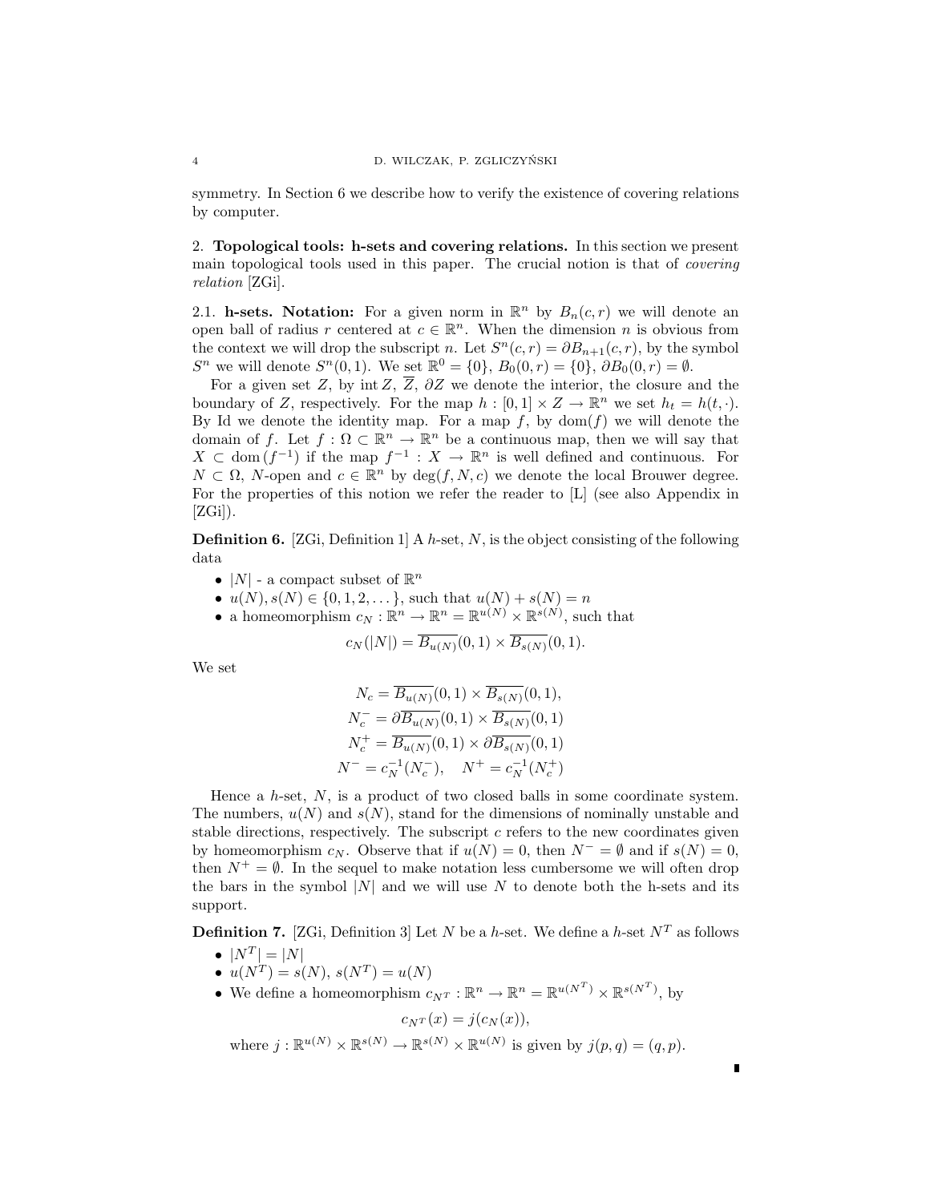symmetry. In Section 6 we describe how to verify the existence of covering relations by computer.

## 2. **Topological tools: h-sets and covering relations.**

In this section we present main topological tools used in this paper. The crucial notion is that of *covering relation* [ZGi].

### 2.1. **h-sets.**

**Notation:** For a given norm in $\mathbb{R}^n$ by $B_n(c,r)$ we will denote an open ball of radius $r$ centered at $c \in \mathbb{R}^n$. When the dimension $n$ is obvious from the context we will drop the subscript $n$. Let $S^n(c,r) = \partial B_{n+1}(c,r)$, by the symbol $S^n$ we will denote $S^n(0,1)$. We set $\mathbb{R}^0 = \{0\}$, $B_0(0,r) = \{0\}$, $\partial B_0(0,r) = \emptyset$.

For a given set $Z$, by $\operatorname{int} Z$, $\overline{Z}$, $\partial Z$ we denote the interior, the closure and the boundary of $Z$, respectively. For the map $h : [0,1] \times Z \to \mathbb{R}^n$ we set $h_t = h(t,\cdot)$. By Id we denote the identity map. For a map $f$, by $\operatorname{dom}(f)$ we will denote the domain of $f$. Let $f : \Omega \subset \mathbb{R}^n \to \mathbb{R}^n$ be a continuous map, then we will say that $X \subset \operatorname{dom}(f^{-1})$ if the map $f^{-1} : X \to \mathbb{R}^n$ is well defined and continuous. For $N \subset \Omega$, $N$-open and $c \in \mathbb{R}^n$ by $\deg(f,N,c)$ we denote the local Brouwer degree. For the properties of this notion we refer the reader to [L] (see also Appendix in [ZGi]).

**Definition 6.** [ZGi, Definition 1] A *h*-set, $N$, is the object consisting of the following data

- $|N|$ - a compact subset of $\mathbb{R}^n$
- $u(N), s(N) \in \{0,1,2,\dots\}$, such that $u(N) + s(N) = n$
- a homeomorphism $c_N : \mathbb{R}^n \to \mathbb{R}^n = \mathbb{R}^{u(N)} \times \mathbb{R}^{s(N)}$, such that
$$c_N(|N|) = \overline{B_{u(N)}}(0,1) \times \overline{B_{s(N)}}(0,1).$$

We set

$$
\begin{aligned}
N_c &= \overline{B_{u(N)}}(0,1) \times \overline{B_{s(N)}}(0,1),\\
N_c^- &= \partial \overline{B_{u(N)}}(0,1) \times \overline{B_{s(N)}}(0,1)\\
N_c^+ &= \overline{B_{u(N)}}(0,1) \times \partial \overline{B_{s(N)}}(0,1)\\
N^- &= c_N^{-1}(N_c^-), \quad N^+ = c_N^{-1}(N_c^+)
\end{aligned}
$$

Hence a *h*-set, $N$, is a product of two closed balls in some coordinate system. The numbers, $u(N)$ and $s(N)$, stand for the dimensions of nominally unstable and stable directions, respectively. The subscript $c$ refers to the new coordinates given by homeomorphism $c_N$. Observe that if $u(N) = 0$, then $N^- = \emptyset$ and if $s(N) = 0$, then $N^+ = \emptyset$. In the sequel to make notation less cumbersome we will often drop the bars in the symbol $|N|$ and we will use $N$ to denote both the h-sets and its support.

**Definition 7.** [ZGi, Definition 3] Let $N$ be a *h*-set. We define a *h*-set $N^T$ as follows

- $|N^T| = |N|$
- $u(N^T) = s(N)$, $s(N^T) = u(N)$
- We define a homeomorphism $c_{N^T} : \mathbb{R}^n \to \mathbb{R}^n = \mathbb{R}^{u(N^T)} \times \mathbb{R}^{s(N^T)}$, by
$$c_{N^T}(x) = j(c_N(x)),$$
where $j : \mathbb{R}^{u(N)} \times \mathbb{R}^{s(N)} \to \mathbb{R}^{s(N)} \times \mathbb{R}^{u(N)}$ is given by $j(p,q) = (q,p)$.

∎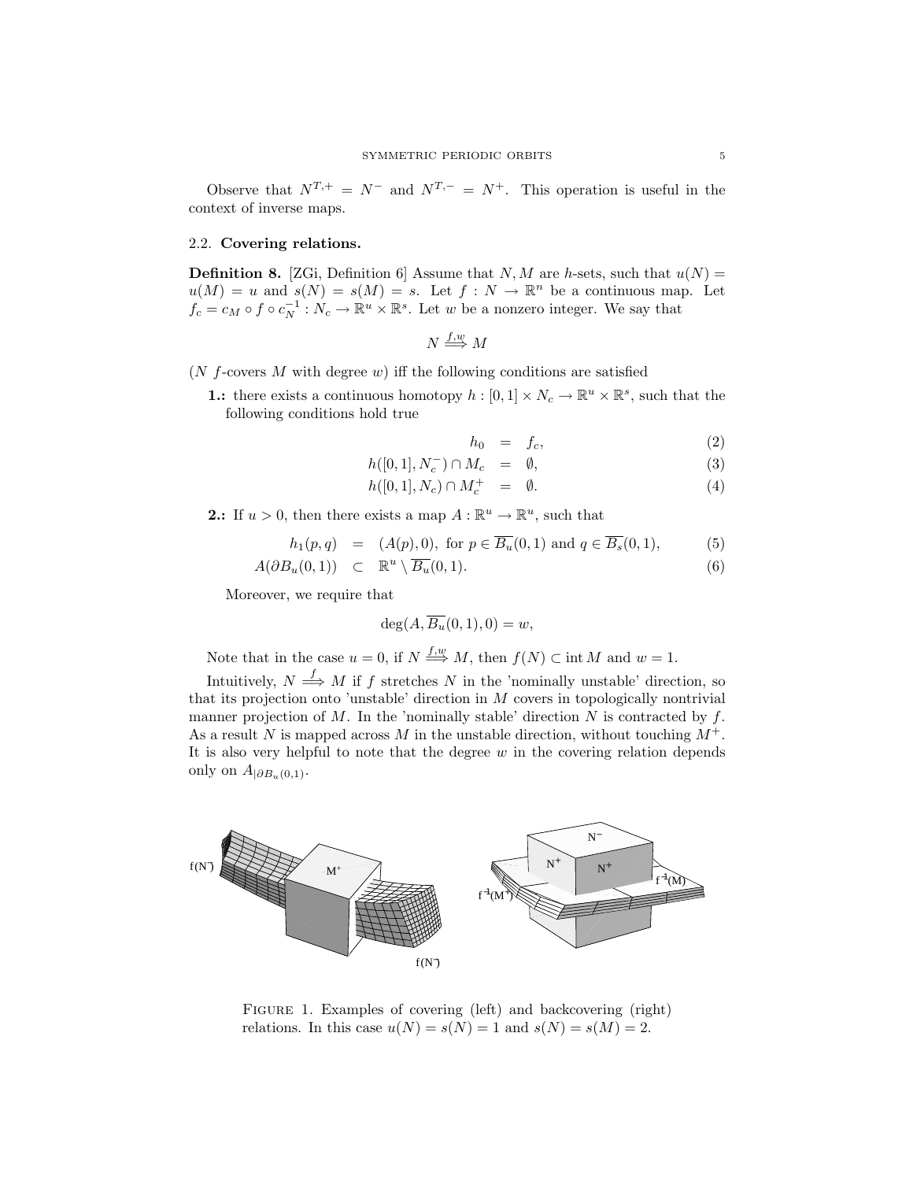Observe that $N^{T,+} = N^-$ and $N^{T,-} = N^+$. This operation is useful in the context of inverse maps.

### 2.2. Covering relations.

**Definition 8.** [ZGi, Definition 6] Assume that $N, M$ are $h$-sets, such that $u(N) = u(M) = u$ and $s(N) = s(M) = s$. Let $f : N \to \mathbb{R}^n$ be a continuous map. Let $f_c = c_M \circ f \circ c_N^{-1} : N_c \to \mathbb{R}^u \times \mathbb{R}^s$. Let $w$ be a nonzero integer. We say that

$$N \stackrel{f,w}{\Longrightarrow} M$$

($N$ $f$-covers $M$ with degree $w$) iff the following conditions are satisfied

**1.:** there exists a continuous homotopy $h : [0,1] \times N_c \to \mathbb{R}^u \times \mathbb{R}^s$, such that the following conditions hold true

$$h_0 = f_c, \tag{2}$$

$$h([0,1], N_c^-) \cap M_c = \emptyset, \tag{3}$$

$$h([0,1], N_c) \cap M_c^+ = \emptyset. \tag{4}$$

**2.:** If $u > 0$, then there exists a map $A : \mathbb{R}^u \to \mathbb{R}^u$, such that

$$h_1(p,q) = (A(p), 0), \text{ for } p \in \overline{B_u}(0,1) \text{ and } q \in \overline{B_s}(0,1), \tag{5}$$

$$A(\partial B_u(0,1)) \subset \mathbb{R}^u \setminus \overline{B_u}(0,1). \tag{6}$$

Moreover, we require that

$$\deg(A, \overline{B_u}(0,1), 0) = w,$$

Note that in the case $u = 0$, if $N \stackrel{f,w}{\Longrightarrow} M$, then $f(N) \subset \operatorname{int} M$ and $w = 1$.

Intuitively, $N \stackrel{f}{\Longrightarrow} M$ if $f$ stretches $N$ in the 'nominally unstable' direction, so that its projection onto 'unstable' direction in $M$ covers in topologically nontrivial manner projection of $M$. In the 'nominally stable' direction $N$ is contracted by $f$. As a result $N$ is mapped across $M$ in the unstable direction, without touching $M^+$. It is also very helpful to note that the degree $w$ in the covering relation depends only on $A_{|\partial B_u(0,1)}$.

Figure 1. Examples of covering (left) and backcovering (right) relations. In this case $u(N) = s(N) = 1$ and $s(N) = s(M) = 2$.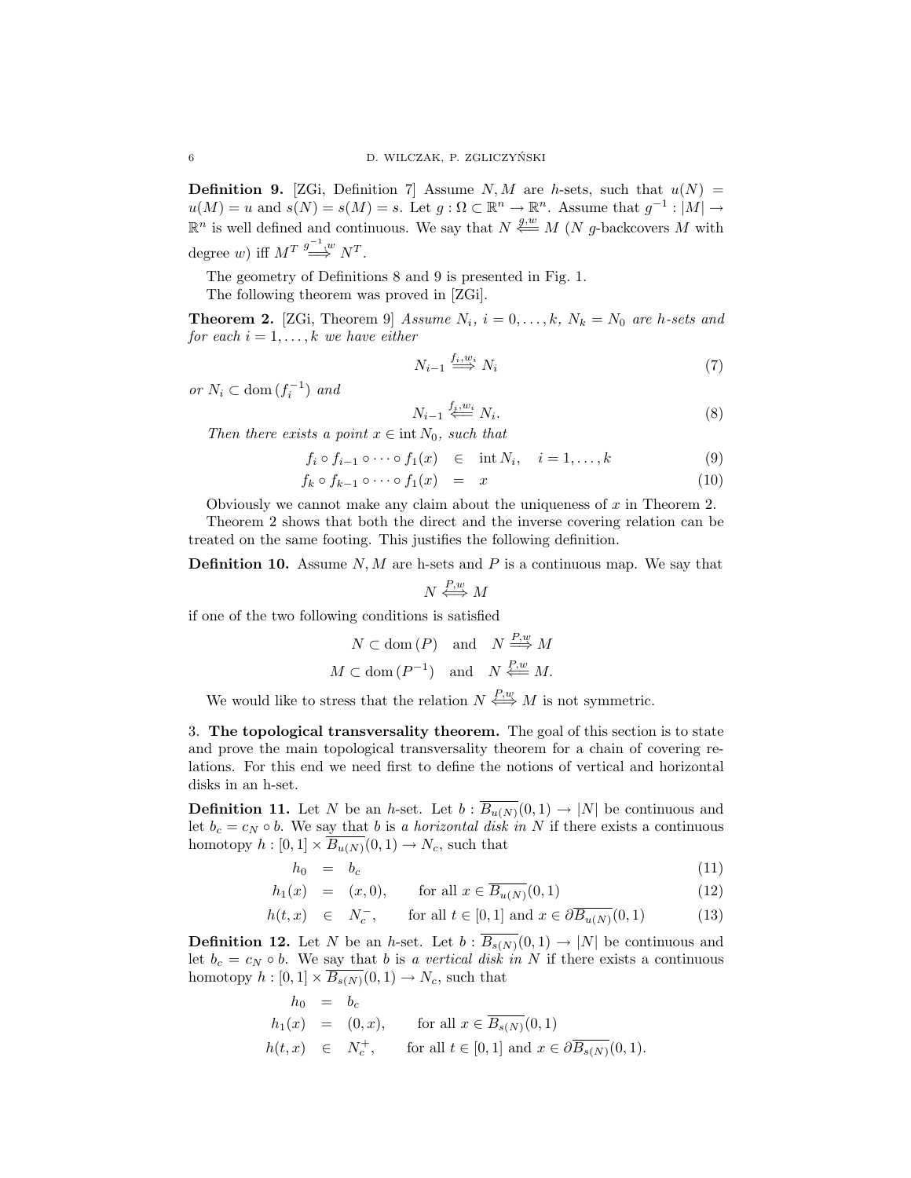**Definition 9.** [ZGi, Definition 7] Assume $N, M$ are $h$-sets, such that $u(N) = u(M) = u$ and $s(N) = s(M) = s$. Let $g : \Omega \subset \mathbb{R}^n \to \mathbb{R}^n$. Assume that $g^{-1} : |M| \to \mathbb{R}^n$ is well defined and continuous. We say that $N \overset{g,w}{\Longleftarrow} M$ ($N$ $g$-backcovers $M$ with degree $w$) iff $M^T \overset{g^{-1},w}{\Longrightarrow} N^T$.

The geometry of Definitions 8 and 9 is presented in Fig. 1.

The following theorem was proved in [ZGi].

**Theorem 2.** [ZGi, Theorem 9] *Assume $N_i$, $i = 0, \ldots, k$, $N_k = N_0$ are h-sets and for each $i = 1, \ldots, k$ we have either*

$$N_{i-1} \overset{f_i,w_i}{\Longrightarrow} N_i \tag{7}$$

*or $N_i \subset \operatorname{dom}(f_i^{-1})$ and*

$$N_{i-1} \overset{f_j,w_i}{\Longleftarrow} N_i. \tag{8}$$

*Then there exists a point $x \in \operatorname{int} N_0$, such that*

$$f_i \circ f_{i-1} \circ \cdots \circ f_1(x) \quad \in \quad \operatorname{int} N_i, \quad i = 1, \ldots, k \tag{9}$$

$$f_k \circ f_{k-1} \circ \cdots \circ f_1(x) \quad = \quad x \tag{10}$$

Obviously we cannot make any claim about the uniqueness of $x$ in Theorem 2.

Theorem 2 shows that both the direct and the inverse covering relation can be treated on the same footing. This justifies the following definition.

**Definition 10.** Assume $N, M$ are h-sets and $P$ is a continuous map. We say that

$$N \overset{P,w}{\Longleftrightarrow} M$$

if one of the two following conditions is satisfied

$$N \subset \operatorname{dom}(P) \quad \text{and} \quad N \overset{P,w}{\Longrightarrow} M$$

$$M \subset \operatorname{dom}(P^{-1}) \quad \text{and} \quad N \overset{P,w}{\Longleftarrow} M.$$

We would like to stress that the relation $N \overset{P,w}{\Longleftrightarrow} M$ is not symmetric.

## 3. The topological transversality theorem.

The goal of this section is to state and prove the main topological transversality theorem for a chain of covering relations. For this end we need first to define the notions of vertical and horizontal disks in an h-set.

**Definition 11.** Let $N$ be an $h$-set. Let $b : \overline{B_{u(N)}}(0,1) \to |N|$ be continuous and let $b_c = c_N \circ b$. We say that $b$ is *a horizontal disk in $N$* if there exists a continuous homotopy $h : [0,1] \times \overline{B_{u(N)}}(0,1) \to N_c$, such that

$$h_0 \quad = \quad b_c \tag{11}$$

$$h_1(x) \quad = \quad (x, 0), \qquad \text{for all } x \in \overline{B_{u(N)}}(0,1) \tag{12}$$

$$h(t,x) \quad \in \quad N_c^-, \qquad \text{for all } t \in [0,1] \text{ and } x \in \partial \overline{B_{u(N)}}(0,1) \tag{13}$$

**Definition 12.** Let $N$ be an $h$-set. Let $b : \overline{B_{s(N)}}(0,1) \to |N|$ be continuous and let $b_c = c_N \circ b$. We say that $b$ is *a vertical disk in $N$* if there exists a continuous homotopy $h : [0,1] \times \overline{B_{s(N)}}(0,1) \to N_c$, such that

$$h_0 \quad = \quad b_c$$

$$h_1(x) \quad = \quad (0, x), \qquad \text{for all } x \in \overline{B_{s(N)}}(0,1)$$

$$h(t,x) \quad \in \quad N_c^+, \qquad \text{for all } t \in [0,1] \text{ and } x \in \partial \overline{B_{s(N)}}(0,1).$$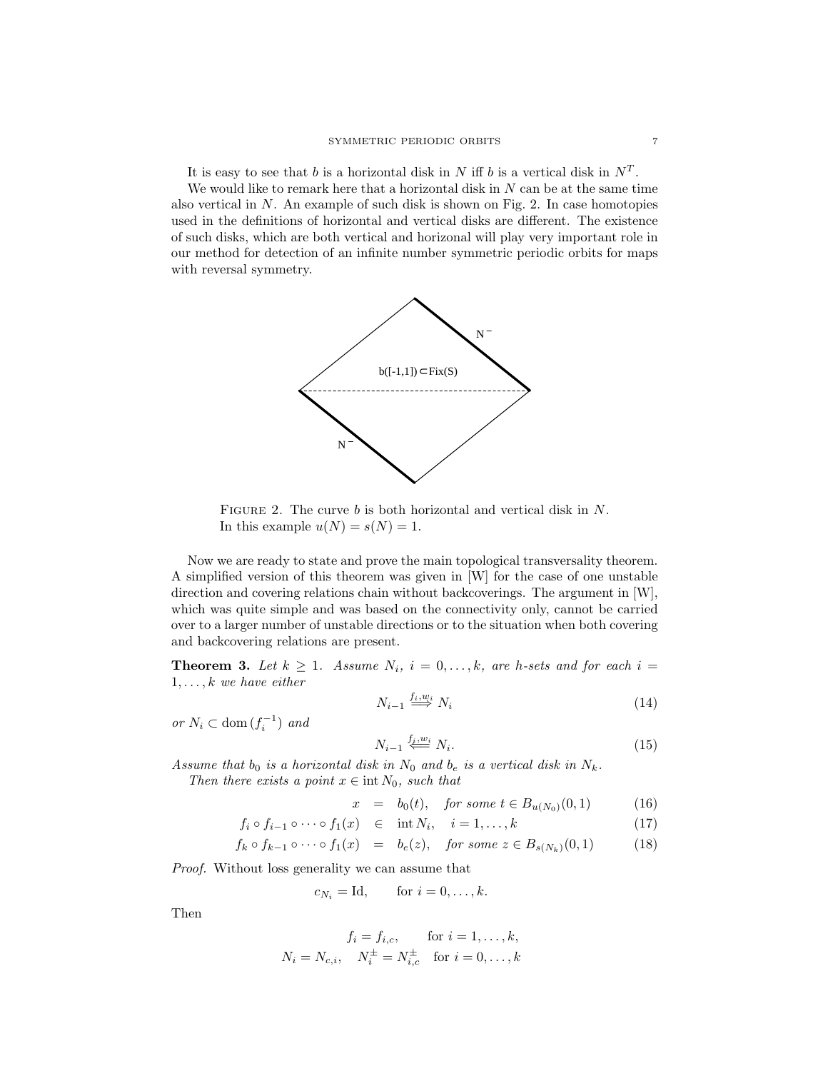It is easy to see that $b$ is a horizontal disk in $N$ iff $b$ is a vertical disk in $N^T$.

We would like to remark here that a horizontal disk in $N$ can be at the same time also vertical in $N$. An example of such disk is shown on Fig. 2. In case homotopies used in the definitions of horizontal and vertical disks are different. The existence of such disks, which are both vertical and horizonal will play very important role in our method for detection of an infinite number symmetric periodic orbits for maps with reversal symmetry.

FIGURE 2. The curve $b$ is both horizontal and vertical disk in $N$. In this example $u(N) = s(N) = 1$.

Now we are ready to state and prove the main topological transversality theorem. A simplified version of this theorem was given in [W] for the case of one unstable direction and covering relations chain without backcoverings. The argument in [W], which was quite simple and was based on the connectivity only, cannot be carried over to a larger number of unstable directions or to the situation when both covering and backcovering relations are present.

**Theorem 3.** *Let $k \geq 1$. Assume $N_i$, $i = 0, \dots, k$, are h-sets and for each $i = 1, \dots, k$ we have either*

$$N_{i-1} \overset{f_i, w_i}{\Longrightarrow} N_i \tag{14}$$

*or $N_i \subset \mathrm{dom}\,(f_i^{-1})$ and*

$$N_{i-1} \overset{f_i, w_i}{\Longleftarrow} N_i. \tag{15}$$

*Assume that $b_0$ is a horizontal disk in $N_0$ and $b_e$ is a vertical disk in $N_k$.*

*Then there exists a point $x \in \mathrm{int}\, N_0$, such that*

$$x = b_0(t), \quad \text{for some } t \in B_{u(N_0)}(0,1) \tag{16}$$

$$f_i \circ f_{i-1} \circ \dots \circ f_1(x) \in \mathrm{int}\, N_i, \quad i = 1, \dots, k \tag{17}$$

$$f_k \circ f_{k-1} \circ \dots \circ f_1(x) = b_e(z), \quad \text{for some } z \in B_{s(N_k)}(0,1) \tag{18}$$

*Proof.* Without loss generality we can assume that

$$c_{N_i} = \mathrm{Id}, \qquad \text{for } i = 0, \dots, k.$$

Then

$$f_i = f_{i,c}, \qquad \text{for } i = 1, \dots, k,$$

$$N_i = N_{c,i}, \quad N_i^{\pm} = N_{i,c}^{\pm} \quad \text{for } i = 0, \dots, k$$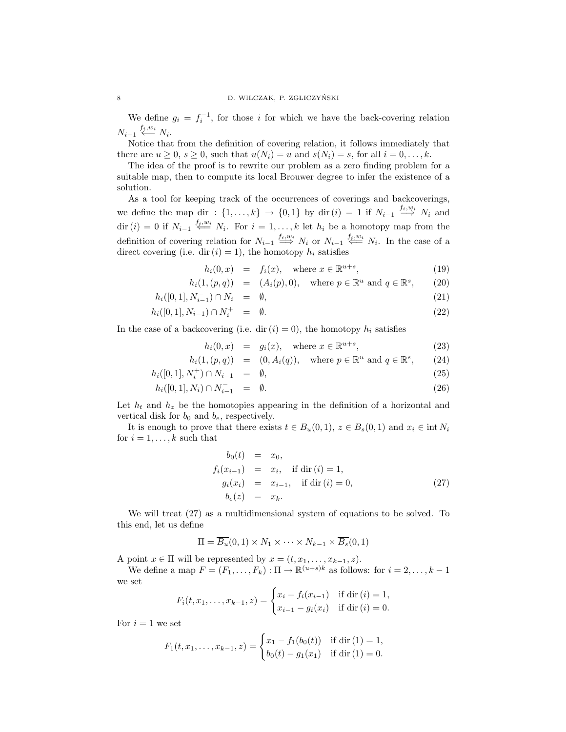We define $g_i = f_i^{-1}$, for those $i$ for which we have the back-covering relation $N_{i-1} \overset{f_j,w_i}{\Longleftarrow} N_i$.

Notice that from the definition of covering relation, it follows immediately that there are $u \geq 0$, $s \geq 0$, such that $u(N_i) = u$ and $s(N_i) = s$, for all $i = 0, \ldots, k$.

The idea of the proof is to rewrite our problem as a zero finding problem for a suitable map, then to compute its local Brouwer degree to infer the existence of a solution.

As a tool for keeping track of the occurrences of coverings and backcoverings, we define the map $\mathrm{dir} : \{1, \ldots, k\} \to \{0, 1\}$ by $\mathrm{dir}\,(i) = 1$ if $N_{i-1} \overset{f_i,w_i}{\Longrightarrow} N_i$ and $\mathrm{dir}\,(i) = 0$ if $N_{i-1} \overset{f_j,w_i}{\Longleftarrow} N_i$. For $i = 1, \ldots, k$ let $h_i$ be a homotopy map from the definition of covering relation for $N_{i-1} \overset{f_i,w_i}{\Longrightarrow} N_i$ or $N_{i-1} \overset{f_j,w_i}{\Longleftarrow} N_i$. In the case of a direct covering (i.e. $\mathrm{dir}\,(i) = 1$), the homotopy $h_i$ satisfies

$$
\begin{aligned}
h_i(0, x) &= f_i(x), \quad \text{where } x \in \mathbb{R}^{u+s}, & (19)\\
h_i(1, (p, q)) &= (A_i(p), 0), \quad \text{where } p \in \mathbb{R}^u \text{ and } q \in \mathbb{R}^s, & (20)\\
h_i([0, 1], N_{i-1}^-) \cap N_i &= \emptyset, & (21)\\
h_i([0, 1], N_{i-1}) \cap N_i^+ &= \emptyset. & (22)
\end{aligned}
$$

In the case of a backcovering (i.e. $\mathrm{dir}\,(i) = 0$), the homotopy $h_i$ satisfies

$$
\begin{aligned}
h_i(0, x) &= g_i(x), \quad \text{where } x \in \mathbb{R}^{u+s}, & (23)\\
h_i(1, (p, q)) &= (0, A_i(q)), \quad \text{where } p \in \mathbb{R}^u \text{ and } q \in \mathbb{R}^s, & (24)\\
h_i([0, 1], N_i^+) \cap N_{i-1} &= \emptyset, & (25)\\
h_i([0, 1], N_i) \cap N_{i-1}^- &= \emptyset. & (26)
\end{aligned}
$$

Let $h_t$ and $h_z$ be the homotopies appearing in the definition of a horizontal and vertical disk for $b_0$ and $b_e$, respectively.

It is enough to prove that there exists $t \in B_u(0, 1)$, $z \in B_s(0, 1)$ and $x_i \in \operatorname{int} N_i$ for $i = 1, \ldots, k$ such that

$$
\begin{aligned}
b_0(t) &= x_0, \\
f_i(x_{i-1}) &= x_i, \quad \text{if } \mathrm{dir}\,(i) = 1, \\
g_i(x_i) &= x_{i-1}, \quad \text{if } \mathrm{dir}\,(i) = 0, \\
b_e(z) &= x_k.
\end{aligned} \tag{27}
$$

We will treat (27) as a multidimensional system of equations to be solved. To this end, let us define

$$
\Pi = \overline{B_u}(0, 1) \times N_1 \times \cdots \times N_{k-1} \times \overline{B_s}(0, 1)
$$

A point $x \in \Pi$ will be represented by $x = (t, x_1, \ldots, x_{k-1}, z)$.

We define a map $F = (F_1, \ldots, F_k) : \Pi \to \mathbb{R}^{(u+s)k}$ as follows: for $i = 2, \ldots, k-1$ we set

$$
F_i(t, x_1, \ldots, x_{k-1}, z) = \begin{cases} x_i - f_i(x_{i-1}) & \text{if } \mathrm{dir}\,(i) = 1, \\ x_{i-1} - g_i(x_i) & \text{if } \mathrm{dir}\,(i) = 0. \end{cases}
$$

For $i = 1$ we set

$$
F_1(t, x_1, \ldots, x_{k-1}, z) = \begin{cases} x_1 - f_1(b_0(t)) & \text{if } \mathrm{dir}\,(1) = 1, \\ b_0(t) - g_1(x_1) & \text{if } \mathrm{dir}\,(1) = 0. \end{cases}
$$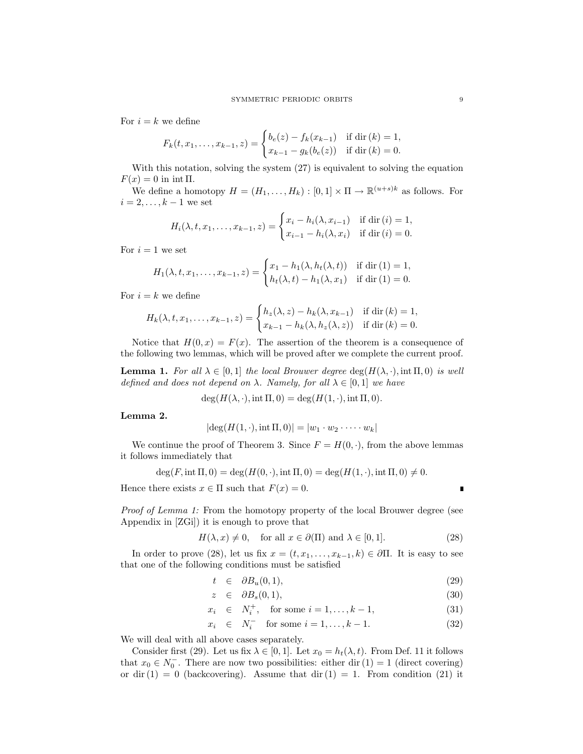For $i = k$ we define

$$F_k(t, x_1, \ldots, x_{k-1}, z) = \begin{cases} b_e(z) - f_k(x_{k-1}) & \text{if } \operatorname{dir}(k) = 1, \\ x_{k-1} - g_k(b_e(z)) & \text{if } \operatorname{dir}(k) = 0. \end{cases}$$

With this notation, solving the system (27) is equivalent to solving the equation $F(x) = 0$ in $\operatorname{int} \Pi$.

We define a homotopy $H = (H_1, \ldots, H_k) : [0,1] \times \Pi \to \mathbb{R}^{(u+s)k}$ as follows. For $i = 2, \ldots, k-1$ we set

$$H_i(\lambda, t, x_1, \ldots, x_{k-1}, z) = \begin{cases} x_i - h_i(\lambda, x_{i-1}) & \text{if } \operatorname{dir}(i) = 1, \\ x_{i-1} - h_i(\lambda, x_i) & \text{if } \operatorname{dir}(i) = 0. \end{cases}$$

For $i = 1$ we set

$$H_1(\lambda, t, x_1, \ldots, x_{k-1}, z) = \begin{cases} x_1 - h_1(\lambda, h_t(\lambda, t)) & \text{if } \operatorname{dir}(1) = 1, \\ h_t(\lambda, t) - h_1(\lambda, x_1) & \text{if } \operatorname{dir}(1) = 0. \end{cases}$$

For $i = k$ we define

$$H_k(\lambda, t, x_1, \ldots, x_{k-1}, z) = \begin{cases} h_z(\lambda, z) - h_k(\lambda, x_{k-1}) & \text{if } \operatorname{dir}(k) = 1, \\ x_{k-1} - h_k(\lambda, h_z(\lambda, z)) & \text{if } \operatorname{dir}(k) = 0. \end{cases}$$

Notice that $H(0, x) = F(x)$. The assertion of the theorem is a consequence of the following two lemmas, which will be proved after we complete the current proof.

**Lemma 1.** *For all $\lambda \in [0,1]$ the local Brouwer degree $\deg(H(\lambda, \cdot), \operatorname{int} \Pi, 0)$ is well defined and does not depend on $\lambda$. Namely, for all $\lambda \in [0,1]$ we have*

$$\deg(H(\lambda, \cdot), \operatorname{int} \Pi, 0) = \deg(H(1, \cdot), \operatorname{int} \Pi, 0).$$

**Lemma 2.**

$$|\deg(H(1, \cdot), \operatorname{int} \Pi, 0)| = |w_1 \cdot w_2 \cdot \cdots \cdot w_k|$$

We continue the proof of Theorem 3. Since $F = H(0, \cdot)$, from the above lemmas it follows immediately that

$$\deg(F, \operatorname{int} \Pi, 0) = \deg(H(0, \cdot), \operatorname{int} \Pi, 0) = \deg(H(1, \cdot), \operatorname{int} \Pi, 0) \neq 0.$$

Hence there exists $x \in \Pi$ such that $F(x) = 0$. ∎

*Proof of Lemma 1:* From the homotopy property of the local Brouwer degree (see Appendix in [ZGi]) it is enough to prove that

$$H(\lambda, x) \neq 0, \quad \text{for all } x \in \partial(\Pi) \text{ and } \lambda \in [0,1]. \tag{28}$$

In order to prove (28), let us fix $x = (t, x_1, \ldots, x_{k-1}, k) \in \partial \Pi$. It is easy to see that one of the following conditions must be satisfied

$$t \in \partial B_u(0,1), \tag{29}$$

$$z \in \partial B_s(0,1), \tag{30}$$

$$x_i \in N_i^+, \quad \text{for some } i = 1, \ldots, k-1, \tag{31}$$

$$x_i \in N_i^- \quad \text{for some } i = 1, \ldots, k-1. \tag{32}$$

We will deal with all above cases separately.

Consider first (29). Let us fix $\lambda \in [0,1]$. Let $x_0 = h_t(\lambda, t)$. From Def. 11 it follows that $x_0 \in N_0^-$. There are now two possibilities: either $\operatorname{dir}(1) = 1$ (direct covering) or $\operatorname{dir}(1) = 0$ (backcovering). Assume that $\operatorname{dir}(1) = 1$. From condition (21) it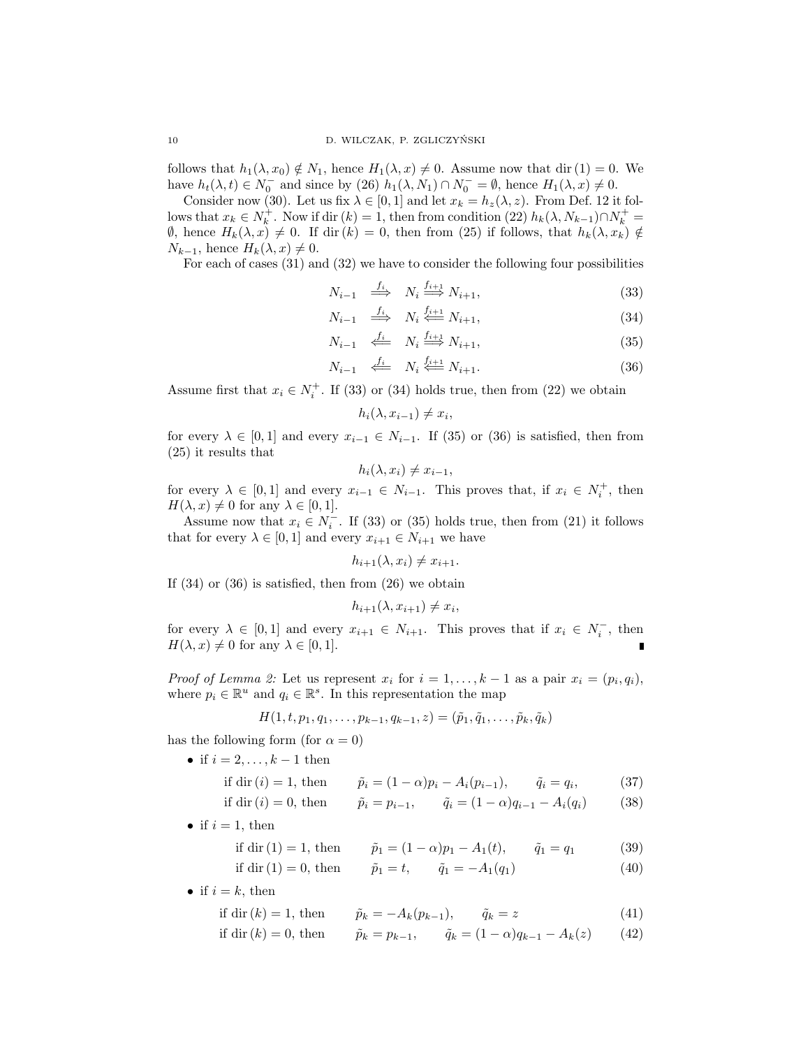follows that $h_1(\lambda, x_0) \notin N_1$, hence $H_1(\lambda, x) \neq 0$. Assume now that $\text{dir}\,(1) = 0$. We have $h_t(\lambda, t) \in N_0^-$ and since by (26) $h_1(\lambda, N_1) \cap N_0^- = \emptyset$, hence $H_1(\lambda, x) \neq 0$.

Consider now (30). Let us fix $\lambda \in [0, 1]$ and let $x_k = h_z(\lambda, z)$. From Def. 12 it follows that $x_k \in N_k^+$. Now if $\text{dir}\,(k) = 1$, then from condition (22) $h_k(\lambda, N_{k-1}) \cap N_k^+ = \emptyset$, hence $H_k(\lambda, x) \neq 0$. If $\text{dir}\,(k) = 0$, then from (25) if follows, that $h_k(\lambda, x_k) \notin N_{k-1}$, hence $H_k(\lambda, x) \neq 0$.

For each of cases (31) and (32) we have to consider the following four possibilities

$$N_{i-1} \overset{f_i}{\Longrightarrow} N_i \overset{f_{i+1}}{\Longrightarrow} N_{i+1}, \tag{33}$$

$$N_{i-1} \overset{f_i}{\Longrightarrow} N_i \overset{f_{i+1}}{\Longleftarrow} N_{i+1}, \tag{34}$$

$$N_{i-1} \overset{f_i}{\Longleftarrow} N_i \overset{f_{i+1}}{\Longrightarrow} N_{i+1}, \tag{35}$$

$$N_{i-1} \overset{f_i}{\Longleftarrow} N_i \overset{f_{i+1}}{\Longleftarrow} N_{i+1}. \tag{36}$$

Assume first that $x_i \in N_i^+$. If (33) or (34) holds true, then from (22) we obtain

$$h_i(\lambda, x_{i-1}) \neq x_i,$$

for every $\lambda \in [0, 1]$ and every $x_{i-1} \in N_{i-1}$. If (35) or (36) is satisfied, then from (25) it results that

$$h_i(\lambda, x_i) \neq x_{i-1},$$

for every $\lambda \in [0, 1]$ and every $x_{i-1} \in N_{i-1}$. This proves that, if $x_i \in N_i^+$, then $H(\lambda, x) \neq 0$ for any $\lambda \in [0, 1]$.

Assume now that $x_i \in N_i^-$. If (33) or (35) holds true, then from (21) it follows that for every $\lambda \in [0, 1]$ and every $x_{i+1} \in N_{i+1}$ we have

$$h_{i+1}(\lambda, x_i) \neq x_{i+1}.$$

If (34) or (36) is satisfied, then from (26) we obtain

$$h_{i+1}(\lambda, x_{i+1}) \neq x_i,$$

for every $\lambda \in [0, 1]$ and every $x_{i+1} \in N_{i+1}$. This proves that if $x_i \in N_i^-$, then $H(\lambda, x) \neq 0$ for any $\lambda \in [0, 1]$. ∎

*Proof of Lemma 2:* Let us represent $x_i$ for $i = 1, \ldots, k-1$ as a pair $x_i = (p_i, q_i)$, where $p_i \in \mathbb{R}^u$ and $q_i \in \mathbb{R}^s$. In this representation the map

$$H(1, t, p_1, q_1, \ldots, p_{k-1}, q_{k-1}, z) = (\tilde{p}_1, \tilde{q}_1, \ldots, \tilde{p}_k, \tilde{q}_k)$$

has the following form (for $\alpha = 0$)

- if $i = 2, \ldots, k-1$ then

$$\text{if dir}\,(i) = 1, \text{ then} \qquad \tilde{p}_i = (1-\alpha)p_i - A_i(p_{i-1}), \qquad \tilde{q}_i = q_i, \tag{37}$$

$$\text{if dir}\,(i) = 0, \text{ then} \qquad \tilde{p}_i = p_{i-1}, \qquad \tilde{q}_i = (1-\alpha)q_{i-1} - A_i(q_i) \tag{38}$$

- if $i = 1$, then

$$\text{if dir}\,(1) = 1, \text{ then} \qquad \tilde{p}_1 = (1-\alpha)p_1 - A_1(t), \qquad \tilde{q}_1 = q_1 \tag{39}$$

$$\text{if dir}\,(1) = 0, \text{ then} \qquad \tilde{p}_1 = t, \qquad \tilde{q}_1 = -A_1(q_1) \tag{40}$$

- if $i = k$, then

$$\text{if dir}\,(k) = 1, \text{ then} \qquad \tilde{p}_k = -A_k(p_{k-1}), \qquad \tilde{q}_k = z \tag{41}$$

$$\text{if dir}\,(k) = 0, \text{ then} \qquad \tilde{p}_k = p_{k-1}, \qquad \tilde{q}_k = (1-\alpha)q_{k-1} - A_k(z) \tag{42}$$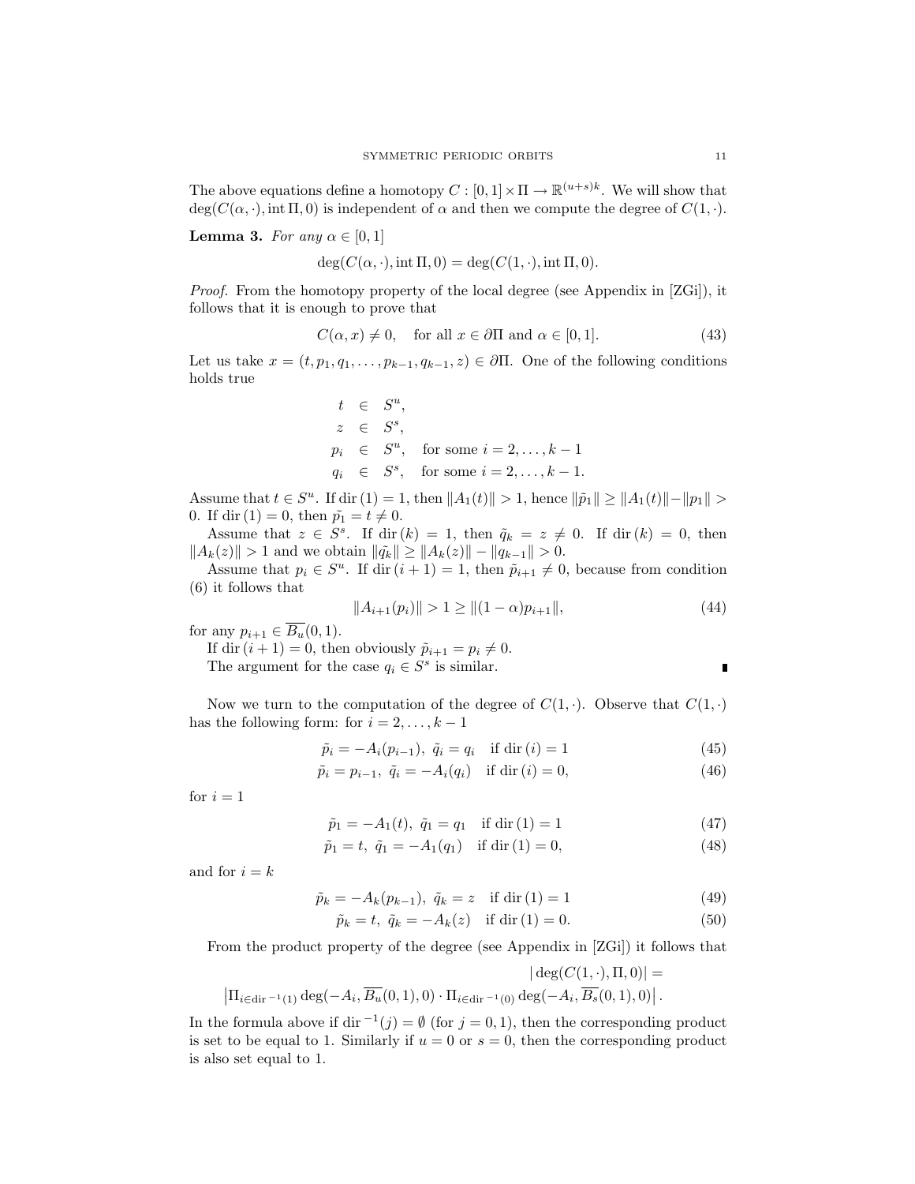The above equations define a homotopy $C : [0,1] \times \Pi \to \mathbb{R}^{(u+s)k}$. We will show that $\deg(C(\alpha,\cdot), \operatorname{int}\Pi, 0)$ is independent of $\alpha$ and then we compute the degree of $C(1,\cdot)$.

**Lemma 3.** *For any* $\alpha \in [0,1]$

$$\deg(C(\alpha,\cdot), \operatorname{int}\Pi, 0) = \deg(C(1,\cdot), \operatorname{int}\Pi, 0).$$

*Proof.* From the homotopy property of the local degree (see Appendix in [ZGi]), it follows that it is enough to prove that

$$C(\alpha, x) \neq 0, \quad \text{for all } x \in \partial\Pi \text{ and } \alpha \in [0,1]. \tag{43}$$

Let us take $x = (t, p_1, q_1, \ldots, p_{k-1}, q_{k-1}, z) \in \partial\Pi$. One of the following conditions holds true

$$\begin{aligned}
t &\in S^u, \\
z &\in S^s, \\
p_i &\in S^u, \quad \text{for some } i = 2, \ldots, k-1 \\
q_i &\in S^s, \quad \text{for some } i = 2, \ldots, k-1.
\end{aligned}$$

Assume that $t \in S^u$. If $\operatorname{dir}(1) = 1$, then $\|A_1(t)\| > 1$, hence $\|\tilde{p}_1\| \geq \|A_1(t)\| - \|p_1\| > 0$. If $\operatorname{dir}(1) = 0$, then $\tilde{p_1} = t \neq 0$.

Assume that $z \in S^s$. If $\operatorname{dir}(k) = 1$, then $\tilde{q}_k = z \neq 0$. If $\operatorname{dir}(k) = 0$, then $\|A_k(z)\| > 1$ and we obtain $\|\tilde{q_k}\| \geq \|A_k(z)\| - \|q_{k-1}\| > 0$.

Assume that $p_i \in S^u$. If $\operatorname{dir}(i+1) = 1$, then $\tilde{p}_{i+1} \neq 0$, because from condition (6) it follows that

$$\|A_{i+1}(p_i)\| > 1 \geq \|(1-\alpha)p_{i+1}\|, \tag{44}$$

for any $p_{i+1} \in \overline{B_u}(0,1)$.

If $\operatorname{dir}(i+1) = 0$, then obviously $\tilde{p}_{i+1} = p_i \neq 0$.

The argument for the case $q_i \in S^s$ is similar. ∎

Now we turn to the computation of the degree of $C(1,\cdot)$. Observe that $C(1,\cdot)$ has the following form: for $i = 2, \ldots, k-1$

$$\tilde{p}_i = -A_i(p_{i-1}),\ \tilde{q}_i = q_i \quad \text{if } \operatorname{dir}(i) = 1 \tag{45}$$

$$\tilde{p}_i = p_{i-1},\ \tilde{q}_i = -A_i(q_i) \quad \text{if } \operatorname{dir}(i) = 0, \tag{46}$$

for $i = 1$

$$\tilde{p}_1 = -A_1(t),\ \tilde{q}_1 = q_1 \quad \text{if } \operatorname{dir}(1) = 1 \tag{47}$$

$$\tilde{p}_1 = t,\ \tilde{q}_1 = -A_1(q_1) \quad \text{if } \operatorname{dir}(1) = 0, \tag{48}$$

and for $i = k$

$$\tilde{p}_k = -A_k(p_{k-1}),\ \tilde{q}_k = z \quad \text{if } \operatorname{dir}(1) = 1 \tag{49}$$

$$\tilde{p}_k = t,\ \tilde{q}_k = -A_k(z) \quad \text{if } \operatorname{dir}(1) = 0. \tag{50}$$

From the product property of the degree (see Appendix in [ZGi]) it follows that

$$|\deg(C(1,\cdot), \Pi, 0)| = \left|\Pi_{i \in \operatorname{dir}^{-1}(1)} \deg(-A_i, \overline{B_u}(0,1), 0) \cdot \Pi_{i \in \operatorname{dir}^{-1}(0)} \deg(-A_i, \overline{B_s}(0,1), 0)\right|.$$

In the formula above if $\operatorname{dir}^{-1}(j) = \emptyset$ (for $j = 0, 1$), then the corresponding product is set to be equal to 1. Similarly if $u = 0$ or $s = 0$, then the corresponding product is also set equal to 1.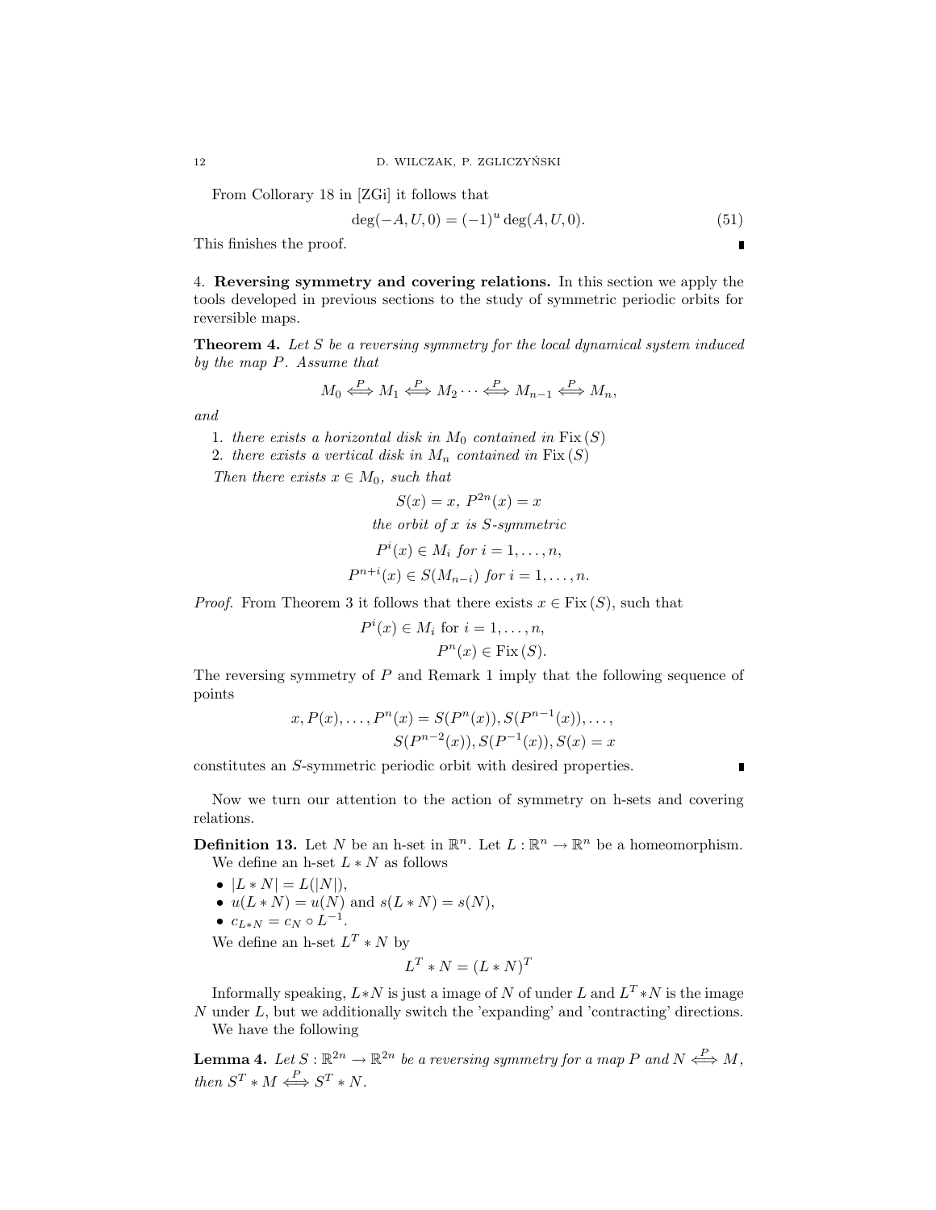From Collorary 18 in [ZGi] it follows that

$$\deg(-A, U, 0) = (-1)^u \deg(A, U, 0). \tag{51}$$

This finishes the proof. ∎

4. **Reversing symmetry and covering relations.** In this section we apply the tools developed in previous sections to the study of symmetric periodic orbits for reversible maps.

**Theorem 4.** *Let $S$ be a reversing symmetry for the local dynamical system induced by the map $P$. Assume that*

$$M_0 \overset{P}{\Longleftrightarrow} M_1 \overset{P}{\Longleftrightarrow} M_2 \cdots \overset{P}{\Longleftrightarrow} M_{n-1} \overset{P}{\Longleftrightarrow} M_n,$$

*and*

1. *there exists a horizontal disk in $M_0$ contained in $\mathrm{Fix}\,(S)$*
2. *there exists a vertical disk in $M_n$ contained in $\mathrm{Fix}\,(S)$*

*Then there exists $x \in M_0$, such that*

$$S(x) = x,\ P^{2n}(x) = x$$

$$\textit{the orbit of } x \textit{ is } S\textit{-symmetric}$$

$$P^i(x) \in M_i \textit{ for } i = 1, \dots, n,$$

$$P^{n+i}(x) \in S(M_{n-i}) \textit{ for } i = 1, \dots, n.$$

*Proof.* From Theorem 3 it follows that there exists $x \in \mathrm{Fix}\,(S)$, such that

$$P^i(x) \in M_i \text{ for } i = 1, \dots, n,$$

$$P^n(x) \in \mathrm{Fix}\,(S).$$

The reversing symmetry of $P$ and Remark 1 imply that the following sequence of points

$$x, P(x), \dots, P^n(x) = S(P^n(x)), S(P^{n-1}(x)), \dots,$$
$$S(P^{n-2}(x)), S(P^{-1}(x)), S(x) = x$$

constitutes an $S$-symmetric periodic orbit with desired properties. ∎

Now we turn our attention to the action of symmetry on h-sets and covering relations.

**Definition 13.** Let $N$ be an h-set in $\mathbb{R}^n$. Let $L : \mathbb{R}^n \to \mathbb{R}^n$ be a homeomorphism. We define an h-set $L * N$ as follows

- $|L * N| = L(|N|)$,
- $u(L * N) = u(N)$ and $s(L * N) = s(N)$,
- $c_{L*N} = c_N \circ L^{-1}$.

We define an h-set $L^T * N$ by

$$L^T * N = (L * N)^T$$

Informally speaking, $L*N$ is just a image of $N$ of under $L$ and $L^T*N$ is the image $N$ under $L$, but we additionally switch the 'expanding' and 'contracting' directions.

We have the following

**Lemma 4.** *Let $S : \mathbb{R}^{2n} \to \mathbb{R}^{2n}$ be a reversing symmetry for a map $P$ and $N \overset{P}{\Longleftrightarrow} M$, then $S^T * M \overset{P}{\Longleftrightarrow} S^T * N$.*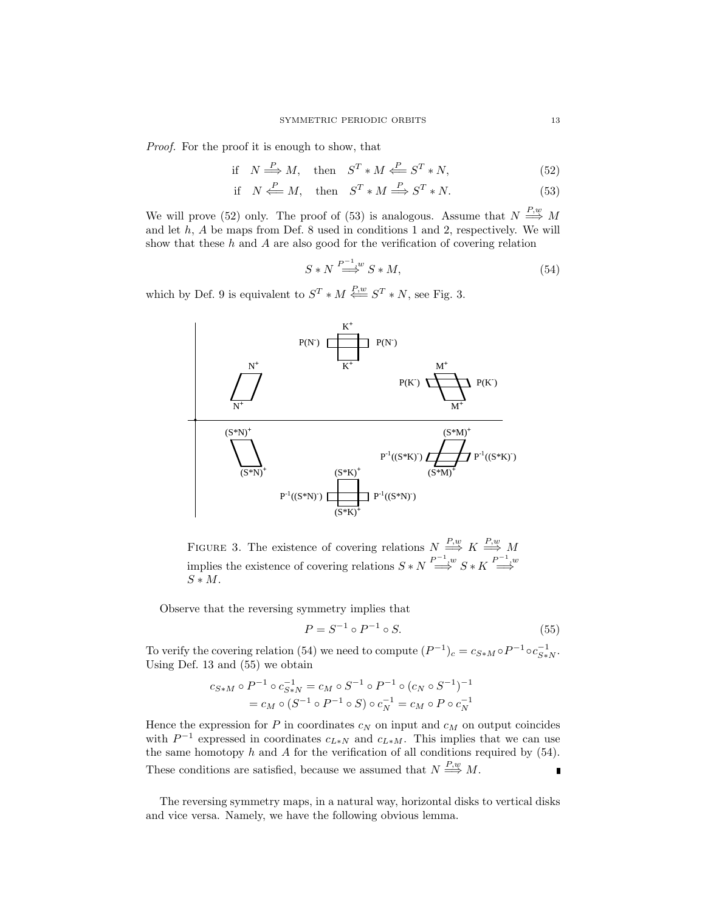*Proof.* For the proof it is enough to show, that

$$\text{if} \quad N \overset{P}{\Longrightarrow} M, \quad \text{then} \quad S^T * M \overset{P}{\Longleftarrow} S^T * N, \tag{52}$$

$$\text{if} \quad N \overset{P}{\Longleftarrow} M, \quad \text{then} \quad S^T * M \overset{P}{\Longrightarrow} S^T * N. \tag{53}$$

We will prove (52) only. The proof of (53) is analogous. Assume that $N \overset{P,w}{\Longrightarrow} M$ and let $h$, $A$ be maps from Def. 8 used in conditions 1 and 2, respectively. We will show that these $h$ and $A$ are also good for the verification of covering relation

$$S * N \overset{P^{-1},w}{\Longrightarrow} S * M, \tag{54}$$

which by Def. 9 is equivalent to $S^T * M \overset{P,w}{\Longleftarrow} S^T * N$, see Fig. 3.

FIGURE 3. The existence of covering relations $N \overset{P,w}{\Longrightarrow} K \overset{P,w}{\Longrightarrow} M$ implies the existence of covering relations $S * N \overset{P^{-1},w}{\Longrightarrow} S * K \overset{P^{-1},w}{\Longrightarrow} S * M$.

Observe that the reversing symmetry implies that

$$P = S^{-1} \circ P^{-1} \circ S. \tag{55}$$

To verify the covering relation (54) we need to compute $(P^{-1})_c = c_{S*M} \circ P^{-1} \circ c_{S*N}^{-1}$. Using Def. 13 and (55) we obtain

$$\begin{aligned} c_{S*M} \circ P^{-1} \circ c_{S*N}^{-1} &= c_M \circ S^{-1} \circ P^{-1} \circ (c_N \circ S^{-1})^{-1} \\ &= c_M \circ (S^{-1} \circ P^{-1} \circ S) \circ c_N^{-1} = c_M \circ P \circ c_N^{-1} \end{aligned}$$

Hence the expression for $P$ in coordinates $c_N$ on input and $c_M$ on output coincides with $P^{-1}$ expressed in coordinates $c_{L*N}$ and $c_{L*M}$. This implies that we can use the same homotopy $h$ and $A$ for the verification of all conditions required by (54). These conditions are satisfied, because we assumed that $N \overset{P,w}{\Longrightarrow} M$. ∎

The reversing symmetry maps, in a natural way, horizontal disks to vertical disks and vice versa. Namely, we have the following obvious lemma.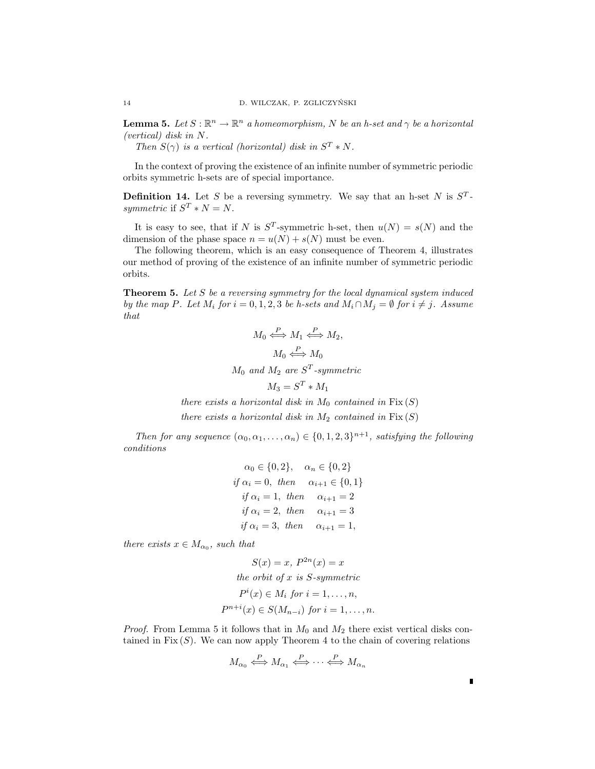**Lemma 5.** *Let $S : \mathbb{R}^n \to \mathbb{R}^n$ a homeomorphism, $N$ be an h-set and $\gamma$ be a horizontal (vertical) disk in $N$.*

*Then $S(\gamma)$ is a vertical (horizontal) disk in $S^T * N$.*

In the context of proving the existence of an infinite number of symmetric periodic orbits symmetric h-sets are of special importance.

**Definition 14.** Let $S$ be a reversing symmetry. We say that an h-set $N$ is $S^T$-*symmetric* if $S^T * N = N$.

It is easy to see, that if $N$ is $S^T$-symmetric h-set, then $u(N) = s(N)$ and the dimension of the phase space $n = u(N) + s(N)$ must be even.

The following theorem, which is an easy consequence of Theorem 4, illustrates our method of proving of the existence of an infinite number of symmetric periodic orbits.

**Theorem 5.** *Let $S$ be a reversing symmetry for the local dynamical system induced by the map $P$. Let $M_i$ for $i = 0, 1, 2, 3$ be h-sets and $M_i \cap M_j = \emptyset$ for $i \neq j$. Assume that*

$$M_0 \overset{P}{\Longleftrightarrow} M_1 \overset{P}{\Longleftrightarrow} M_2,$$

$$M_0 \overset{P}{\Longleftrightarrow} M_0$$

$$M_0 \text{ and } M_2 \text{ are } S^T\text{-symmetric}$$

$$M_3 = S^T * M_1$$

$$\text{there exists a horizontal disk in } M_0 \text{ contained in } \operatorname{Fix}(S)$$

$$\text{there exists a horizontal disk in } M_2 \text{ contained in } \operatorname{Fix}(S)$$

*Then for any sequence $(\alpha_0, \alpha_1, \ldots, \alpha_n) \in \{0, 1, 2, 3\}^{n+1}$, satisfying the following conditions*

$$\alpha_0 \in \{0, 2\}, \quad \alpha_n \in \{0, 2\}$$

$$\text{if } \alpha_i = 0, \text{ then } \quad \alpha_{i+1} \in \{0, 1\}$$

$$\text{if } \alpha_i = 1, \text{ then } \quad \alpha_{i+1} = 2$$

$$\text{if } \alpha_i = 2, \text{ then } \quad \alpha_{i+1} = 3$$

$$\text{if } \alpha_i = 3, \text{ then } \quad \alpha_{i+1} = 1,$$

*there exists $x \in M_{\alpha_0}$, such that*

$$S(x) = x, \; P^{2n}(x) = x$$

$$\text{the orbit of } x \text{ is } S\text{-symmetric}$$

$$P^i(x) \in M_i \text{ for } i = 1, \ldots, n,$$

$$P^{n+i}(x) \in S(M_{n-i}) \text{ for } i = 1, \ldots, n.$$

*Proof.* From Lemma 5 it follows that in $M_0$ and $M_2$ there exist vertical disks contained in $\operatorname{Fix}(S)$. We can now apply Theorem 4 to the chain of covering relations

$$M_{\alpha_0} \overset{P}{\Longleftrightarrow} M_{\alpha_1} \overset{P}{\Longleftrightarrow} \cdots \overset{P}{\Longleftrightarrow} M_{\alpha_n}$$

∎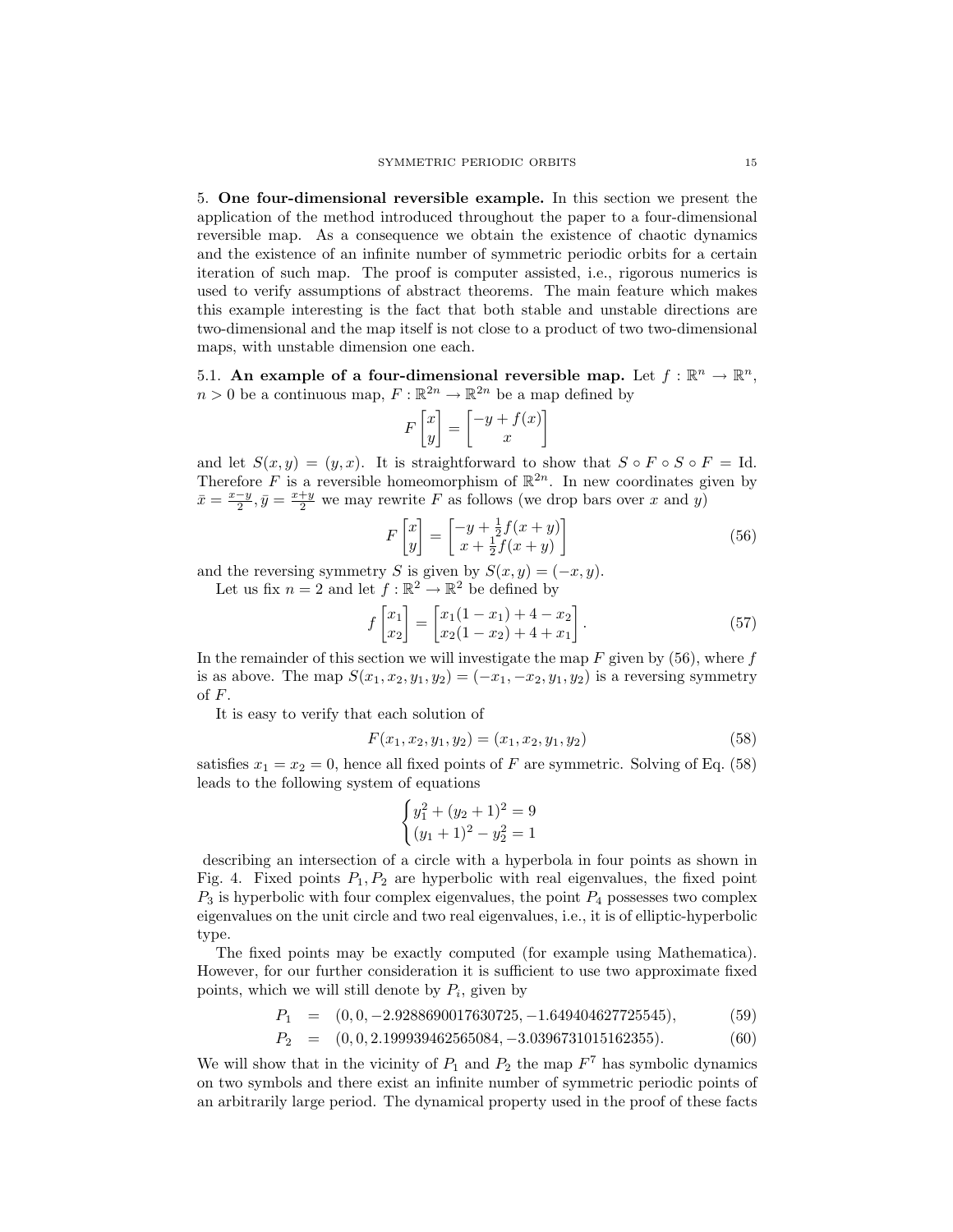**5. One four-dimensional reversible example.** In this section we present the application of the method introduced throughout the paper to a four-dimensional reversible map. As a consequence we obtain the existence of chaotic dynamics and the existence of an infinite number of symmetric periodic orbits for a certain iteration of such map. The proof is computer assisted, i.e., rigorous numerics is used to verify assumptions of abstract theorems. The main feature which makes this example interesting is the fact that both stable and unstable directions are two-dimensional and the map itself is not close to a product of two two-dimensional maps, with unstable dimension one each.

**5.1. An example of a four-dimensional reversible map.** Let $f : \mathbb{R}^n \to \mathbb{R}^n$, $n > 0$ be a continuous map, $F : \mathbb{R}^{2n} \to \mathbb{R}^{2n}$ be a map defined by

$$F\begin{bmatrix} x \\ y \end{bmatrix} = \begin{bmatrix} -y + f(x) \\ x \end{bmatrix}$$

and let $S(x, y) = (y, x)$. It is straightforward to show that $S \circ F \circ S \circ F = \mathrm{Id}$. Therefore $F$ is a reversible homeomorphism of $\mathbb{R}^{2n}$. In new coordinates given by $\bar{x} = \frac{x-y}{2}, \bar{y} = \frac{x+y}{2}$ we may rewrite $F$ as follows (we drop bars over $x$ and $y$)

$$F\begin{bmatrix} x \\ y \end{bmatrix} = \begin{bmatrix} -y + \frac{1}{2}f(x+y) \\ x + \frac{1}{2}f(x+y) \end{bmatrix} \tag{56}$$

and the reversing symmetry $S$ is given by $S(x, y) = (-x, y)$.

Let us fix $n = 2$ and let $f : \mathbb{R}^2 \to \mathbb{R}^2$ be defined by

$$f\begin{bmatrix} x_1 \\ x_2 \end{bmatrix} = \begin{bmatrix} x_1(1 - x_1) + 4 - x_2 \\ x_2(1 - x_2) + 4 + x_1 \end{bmatrix}. \tag{57}$$

In the remainder of this section we will investigate the map $F$ given by (56), where $f$ is as above. The map $S(x_1, x_2, y_1, y_2) = (-x_1, -x_2, y_1, y_2)$ is a reversing symmetry of $F$.

It is easy to verify that each solution of

$$F(x_1, x_2, y_1, y_2) = (x_1, x_2, y_1, y_2) \tag{58}$$

satisfies $x_1 = x_2 = 0$, hence all fixed points of $F$ are symmetric. Solving of Eq. (58) leads to the following system of equations

$$\begin{cases} y_1^2 + (y_2 + 1)^2 = 9 \\ (y_1 + 1)^2 - y_2^2 = 1 \end{cases}$$

describing an intersection of a circle with a hyperbola in four points as shown in Fig. 4. Fixed points $P_1, P_2$ are hyperbolic with real eigenvalues, the fixed point $P_3$ is hyperbolic with four complex eigenvalues, the point $P_4$ possesses two complex eigenvalues on the unit circle and two real eigenvalues, i.e., it is of elliptic-hyperbolic type.

The fixed points may be exactly computed (for example using Mathematica). However, for our further consideration it is sufficient to use two approximate fixed points, which we will still denote by $P_i$, given by

$$P_1 = (0, 0, -2.9288690017630725, -1.649404627725545), \tag{59}$$

$$P_2 = (0, 0, 2.199939462565084, -3.0396731015162355). \tag{60}$$

We will show that in the vicinity of $P_1$ and $P_2$ the map $F^7$ has symbolic dynamics on two symbols and there exist an infinite number of symmetric periodic points of an arbitrarily large period. The dynamical property used in the proof of these facts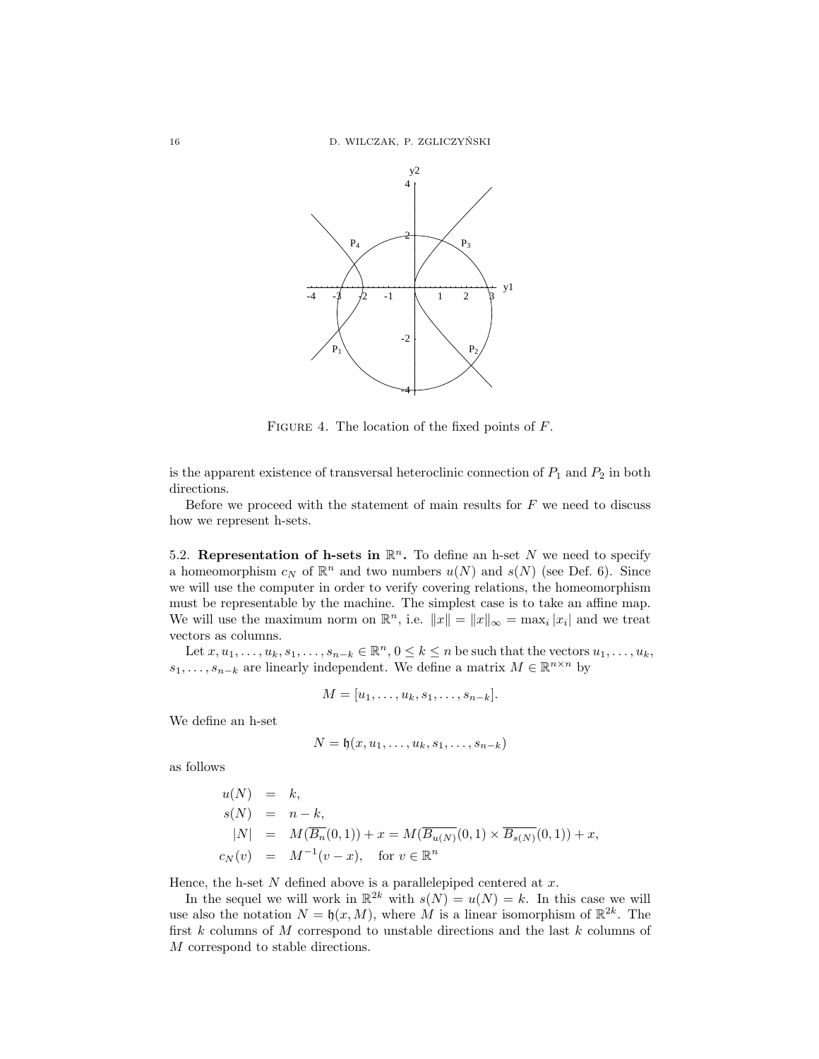FIGURE 4. The location of the fixed points of $F$.

is the apparent existence of transversal heteroclinic connection of $P_1$ and $P_2$ in both directions.

Before we proceed with the statement of main results for $F$ we need to discuss how we represent h-sets.

5.2. **Representation of h-sets in $\mathbb{R}^n$.** To define an h-set $N$ we need to specify a homeomorphism $c_N$ of $\mathbb{R}^n$ and two numbers $u(N)$ and $s(N)$ (see Def. 6). Since we will use the computer in order to verify covering relations, the homeomorphism must be representable by the machine. The simplest case is to take an affine map. We will use the maximum norm on $\mathbb{R}^n$, i.e. $\|x\| = \|x\|_\infty = \max_i |x_i|$ and we treat vectors as columns.

Let $x, u_1, \ldots, u_k, s_1, \ldots, s_{n-k} \in \mathbb{R}^n$, $0 \le k \le n$ be such that the vectors $u_1, \ldots, u_k$, $s_1, \ldots, s_{n-k}$ are linearly independent. We define a matrix $M \in \mathbb{R}^{n\times n}$ by

$$M = [u_1, \ldots, u_k, s_1, \ldots, s_{n-k}].$$

We define an h-set

$$N = \mathfrak{h}(x, u_1, \ldots, u_k, s_1, \ldots, s_{n-k})$$

as follows

$$\begin{aligned}
u(N) &= k, \\
s(N) &= n - k, \\
|N| &= M(\overline{B_n}(0,1)) + x = M(\overline{B_{u(N)}}(0,1) \times \overline{B_{s(N)}}(0,1)) + x, \\
c_N(v) &= M^{-1}(v - x), \quad \text{for } v \in \mathbb{R}^n
\end{aligned}$$

Hence, the h-set $N$ defined above is a parallelepiped centered at $x$.

In the sequel we will work in $\mathbb{R}^{2k}$ with $s(N) = u(N) = k$. In this case we will use also the notation $N = \mathfrak{h}(x, M)$, where $M$ is a linear isomorphism of $\mathbb{R}^{2k}$. The first $k$ columns of $M$ correspond to unstable directions and the last $k$ columns of $M$ correspond to stable directions.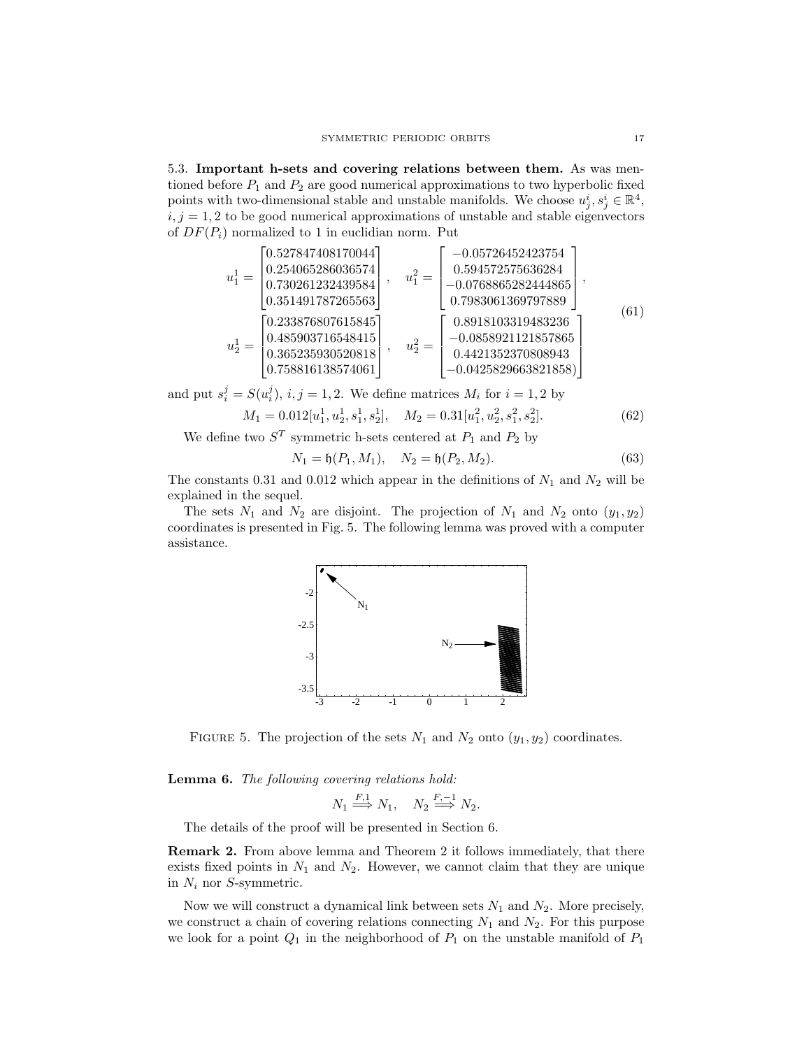5.3. **Important h-sets and covering relations between them.** As was mentioned before $P_1$ and $P_2$ are good numerical approximations to two hyperbolic fixed points with two-dimensional stable and unstable manifolds. We choose $u_j^i, s_j^i \in \mathbb{R}^4$, $i,j = 1,2$ to be good numerical approximations of unstable and stable eigenvectors of $DF(P_i)$ normalized to 1 in euclidian norm. Put

$$
\begin{aligned}
u_1^1 &= \begin{bmatrix} 0.527847408170044 \\ 0.254065286036574 \\ 0.730261232439584 \\ 0.351491787265563 \end{bmatrix}, \quad u_1^2 = \begin{bmatrix} -0.05726452423754 \\ 0.594572575636284 \\ -0.0768865282444865 \\ 0.7983061369797889 \end{bmatrix}, \\
u_2^1 &= \begin{bmatrix} 0.233876807615845 \\ 0.485903716548415 \\ 0.365235930520818 \\ 0.758816138574061 \end{bmatrix}, \quad u_2^2 = \begin{bmatrix} 0.8918103319483236 \\ -0.0858921121857865 \\ 0.4421352370808943 \\ -0.0425829663821858) \end{bmatrix}
\end{aligned}
\tag{61}
$$

and put $s_i^j = S(u_i^j)$, $i,j = 1,2$. We define matrices $M_i$ for $i = 1,2$ by

$$
M_1 = 0.012[u_1^1, u_2^1, s_1^1, s_2^1], \quad M_2 = 0.31[u_1^2, u_2^2, s_1^2, s_2^2]. \tag{62}
$$

We define two $S^T$ symmetric h-sets centered at $P_1$ and $P_2$ by

$$
N_1 = \mathfrak{h}(P_1, M_1), \quad N_2 = \mathfrak{h}(P_2, M_2). \tag{63}
$$

The constants 0.31 and 0.012 which appear in the definitions of $N_1$ and $N_2$ will be explained in the sequel.

The sets $N_1$ and $N_2$ are disjoint. The projection of $N_1$ and $N_2$ onto $(y_1, y_2)$ coordinates is presented in Fig. 5. The following lemma was proved with a computer assistance.

FIGURE 5. The projection of the sets $N_1$ and $N_2$ onto $(y_1, y_2)$ coordinates.

**Lemma 6.** *The following covering relations hold:*

$$
N_1 \overset{F,1}{\Longrightarrow} N_1, \quad N_2 \overset{F,-1}{\Longrightarrow} N_2.
$$

The details of the proof will be presented in Section 6.

**Remark 2.** From above lemma and Theorem 2 it follows immediately, that there exists fixed points in $N_1$ and $N_2$. However, we cannot claim that they are unique in $N_i$ nor $S$-symmetric.

Now we will construct a dynamical link between sets $N_1$ and $N_2$. More precisely, we construct a chain of covering relations connecting $N_1$ and $N_2$. For this purpose we look for a point $Q_1$ in the neighborhood of $P_1$ on the unstable manifold of $P_1$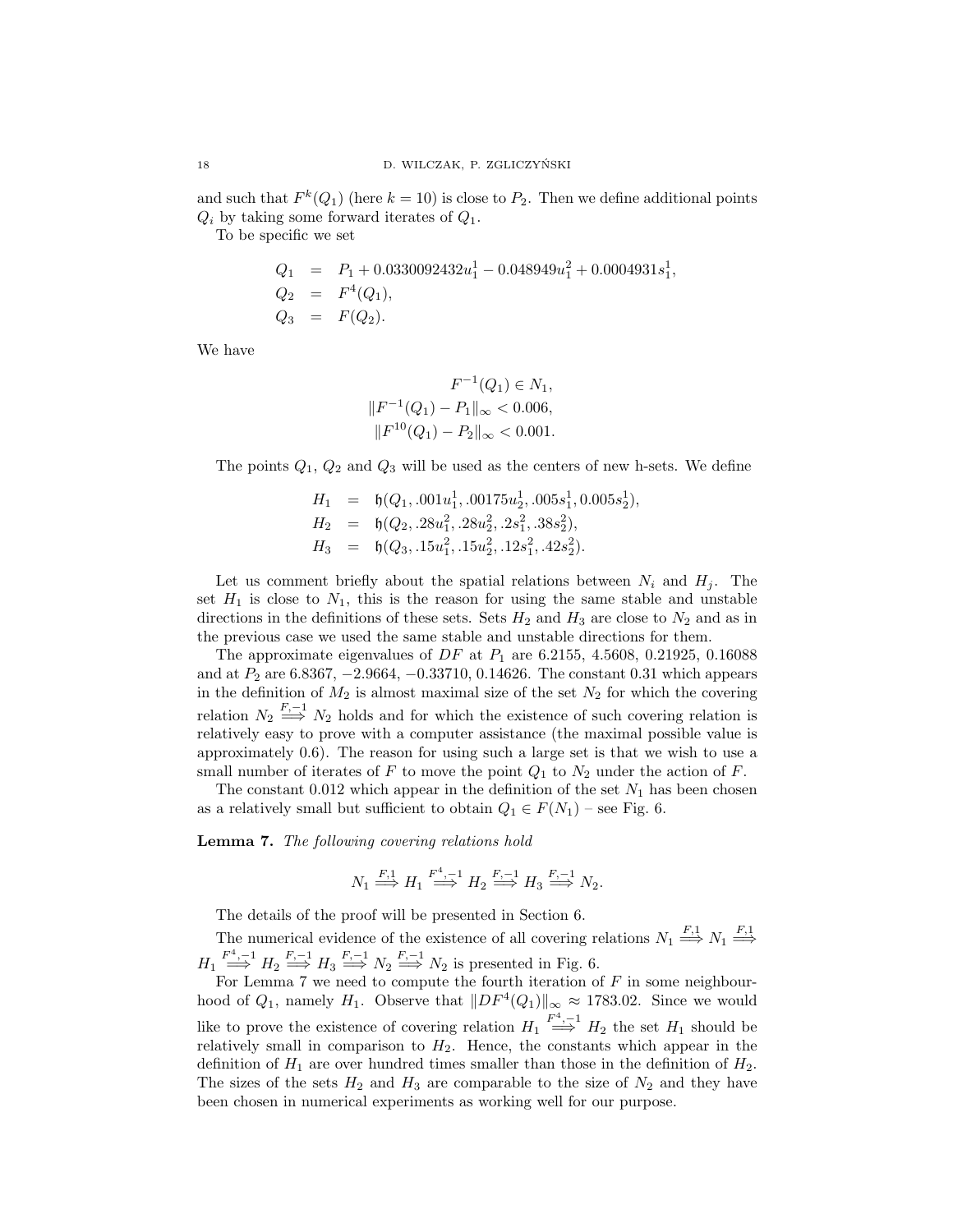and such that $F^k(Q_1)$ (here $k = 10$) is close to $P_2$. Then we define additional points $Q_i$ by taking some forward iterates of $Q_1$.

To be specific we set

$$
\begin{aligned}
Q_1 &= P_1 + 0.0330092432u_1^1 - 0.048949u_1^2 + 0.0004931s_1^1, \\
Q_2 &= F^4(Q_1), \\
Q_3 &= F(Q_2).
\end{aligned}
$$

We have

$$
\begin{aligned}
F^{-1}(Q_1) &\in N_1, \\
\|F^{-1}(Q_1) - P_1\|_\infty &< 0.006, \\
\|F^{10}(Q_1) - P_2\|_\infty &< 0.001.
\end{aligned}
$$

The points $Q_1$, $Q_2$ and $Q_3$ will be used as the centers of new h-sets. We define

$$
\begin{aligned}
H_1 &= \mathfrak{h}(Q_1, .001u_1^1, .00175u_2^1, .005s_1^1, 0.005s_2^1), \\
H_2 &= \mathfrak{h}(Q_2, .28u_1^2, .28u_2^2, .2s_1^2, .38s_2^2), \\
H_3 &= \mathfrak{h}(Q_3, .15u_1^2, .15u_2^2, .12s_1^2, .42s_2^2).
\end{aligned}
$$

Let us comment briefly about the spatial relations between $N_i$ and $H_j$. The set $H_1$ is close to $N_1$, this is the reason for using the same stable and unstable directions in the definitions of these sets. Sets $H_2$ and $H_3$ are close to $N_2$ and as in the previous case we used the same stable and unstable directions for them.

The approximate eigenvalues of $DF$ at $P_1$ are 6.2155, 4.5608, 0.21925, 0.16088 and at $P_2$ are 6.8367, −2.9664, −0.33710, 0.14626. The constant 0.31 which appears in the definition of $M_2$ is almost maximal size of the set $N_2$ for which the covering relation $N_2 \overset{F,-1}{\Longrightarrow} N_2$ holds and for which the existence of such covering relation is relatively easy to prove with a computer assistance (the maximal possible value is approximately 0.6). The reason for using such a large set is that we wish to use a small number of iterates of $F$ to move the point $Q_1$ to $N_2$ under the action of $F$.

The constant 0.012 which appear in the definition of the set $N_1$ has been chosen as a relatively small but sufficient to obtain $Q_1 \in F(N_1)$ – see Fig. 6.

**Lemma 7.** *The following covering relations hold*

$$
N_1 \overset{F,1}{\Longrightarrow} H_1 \overset{F^4,-1}{\Longrightarrow} H_2 \overset{F,-1}{\Longrightarrow} H_3 \overset{F,-1}{\Longrightarrow} N_2.
$$

The details of the proof will be presented in Section 6.

The numerical evidence of the existence of all covering relations $N_1 \overset{F,1}{\Longrightarrow} N_1 \overset{F,1}{\Longrightarrow} H_1 \overset{F^4,-1}{\Longrightarrow} H_2 \overset{F,-1}{\Longrightarrow} H_3 \overset{F,-1}{\Longrightarrow} N_2 \overset{F,-1}{\Longrightarrow} N_2$ is presented in Fig. 6.

For Lemma 7 we need to compute the fourth iteration of $F$ in some neighbourhood of $Q_1$, namely $H_1$. Observe that $\|DF^4(Q_1)\|_\infty \approx 1783.02$. Since we would like to prove the existence of covering relation $H_1 \overset{F^4,-1}{\Longrightarrow} H_2$ the set $H_1$ should be relatively small in comparison to $H_2$. Hence, the constants which appear in the definition of $H_1$ are over hundred times smaller than those in the definition of $H_2$. The sizes of the sets $H_2$ and $H_3$ are comparable to the size of $N_2$ and they have been chosen in numerical experiments as working well for our purpose.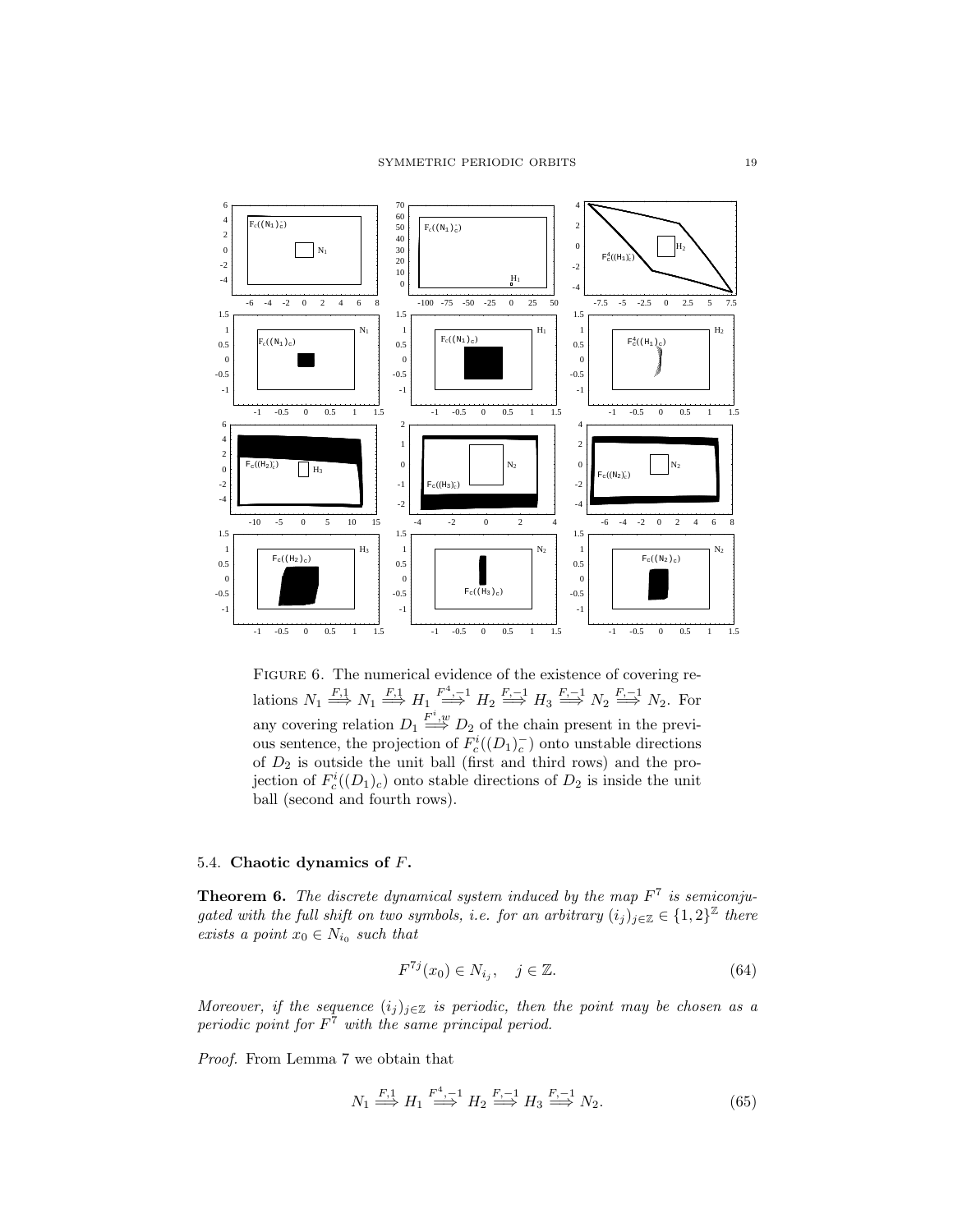FIGURE 6. The numerical evidence of the existence of covering relations $N_1 \overset{F,1}{\Longrightarrow} N_1 \overset{F,1}{\Longrightarrow} H_1 \overset{F^4,-1}{\Longrightarrow} H_2 \overset{F,-1}{\Longrightarrow} H_3 \overset{F,-1}{\Longrightarrow} N_2 \overset{F,-1}{\Longrightarrow} N_2$. For any covering relation $D_1 \overset{F^i,w}{\Longrightarrow} D_2$ of the chain present in the previous sentence, the projection of $F_c^i((D_1)_c^-)$ onto unstable directions of $D_2$ is outside the unit ball (first and third rows) and the projection of $F_c^i((D_1)_c)$ onto stable directions of $D_2$ is inside the unit ball (second and fourth rows).

### 5.4. Chaotic dynamics of $F$.

**Theorem 6.** *The discrete dynamical system induced by the map $F^7$ is semiconjugated with the full shift on two symbols, i.e. for an arbitrary $(i_j)_{j\in\mathbb{Z}} \in \{1,2\}^{\mathbb{Z}}$ there exists a point $x_0 \in N_{i_0}$ such that*

$$F^{7j}(x_0) \in N_{i_j}, \quad j \in \mathbb{Z}. \tag{64}$$

*Moreover, if the sequence $(i_j)_{j\in\mathbb{Z}}$ is periodic, then the point may be chosen as a periodic point for $F^7$ with the same principal period.*

*Proof.* From Lemma 7 we obtain that

$$N_1 \overset{F,1}{\Longrightarrow} H_1 \overset{F^4,-1}{\Longrightarrow} H_2 \overset{F,-1}{\Longrightarrow} H_3 \overset{F,-1}{\Longrightarrow} N_2. \tag{65}$$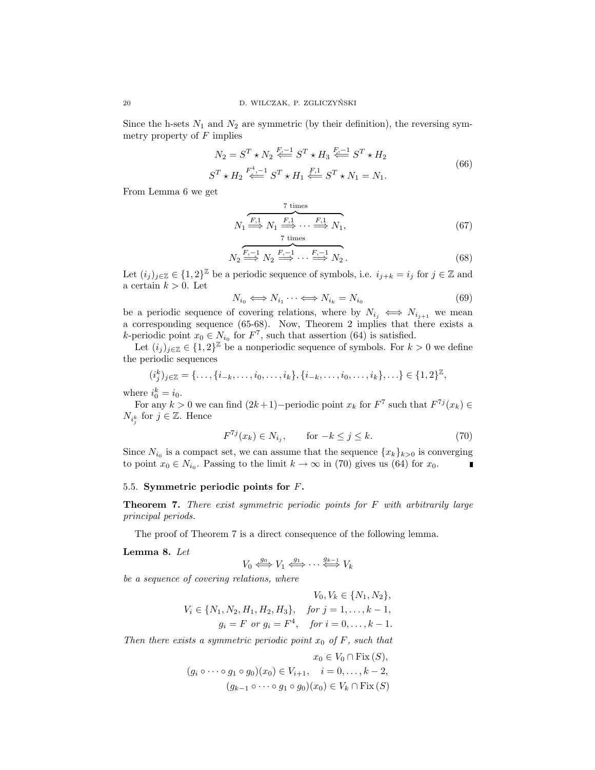Since the h-sets $N_1$ and $N_2$ are symmetric (by their definition), the reversing symmetry property of $F$ implies

$$
\begin{aligned}
N_2 = S^T \star N_2 \overset{F,-1}{\Longleftarrow} S^T \star H_3 \overset{F,-1}{\Longleftarrow} S^T \star H_2 \\
S^T \star H_2 \overset{F^4,-1}{\Longleftarrow} S^T \star H_1 \overset{F,1}{\Longleftarrow} S^T \star N_1 = N_1.
\end{aligned}
\tag{66}
$$

From Lemma 6 we get

$$
N_1 \overbrace{\overset{F,1}{\Longrightarrow} N_1 \overset{F,1}{\Longrightarrow} \cdots \overset{F,1}{\Longrightarrow} N_1}^{7 \text{ times}}, \tag{67}
$$

$$
N_2 \overbrace{\overset{F,-1}{\Longrightarrow} N_2 \overset{F,-1}{\Longrightarrow} \cdots \overset{F,-1}{\Longrightarrow} N_2}^{7 \text{ times}}. \tag{68}
$$

Let $(i_j)_{j\in\mathbb{Z}} \in \{1,2\}^{\mathbb{Z}}$ be a periodic sequence of symbols, i.e. $i_{j+k} = i_j$ for $j \in \mathbb{Z}$ and a certain $k > 0$. Let

$$
N_{i_0} \Longleftrightarrow N_{i_1} \cdots \Longleftrightarrow N_{i_k} = N_{i_0} \tag{69}
$$

be a periodic sequence of covering relations, where by $N_{i_j} \Longleftrightarrow N_{i_{j+1}}$ we mean a corresponding sequence (65-68). Now, Theorem 2 implies that there exists a $k$-periodic point $x_0 \in N_{i_0}$ for $F^7$, such that assertion (64) is satisfied.

Let $(i_j)_{j\in\mathbb{Z}} \in \{1,2\}^{\mathbb{Z}}$ be a nonperiodic sequence of symbols. For $k > 0$ we define the periodic sequences

$$
(i^k_j)_{j\in\mathbb{Z}} = \{\ldots, \{i_{-k}, \ldots, i_0, \ldots, i_k\}, \{i_{-k}, \ldots, i_0, \ldots, i_k\}, \ldots\} \in \{1,2\}^{\mathbb{Z}},
$$

where $i^k_0 = i_0$.

For any $k > 0$ we can find $(2k+1)-$periodic point $x_k$ for $F^7$ such that $F^{7j}(x_k) \in N_{i^k_j}$ for $j \in \mathbb{Z}$. Hence

$$
F^{7j}(x_k) \in N_{i_j}, \qquad \text{for } -k \le j \le k. \tag{70}
$$

Since $N_{i_0}$ is a compact set, we can assume that the sequence $\{x_k\}_{k>0}$ is converging to point $x_0 \in N_{i_0}$. Passing to the limit $k \to \infty$ in (70) gives us (64) for $x_0$. ∎

### 5.5. Symmetric periodic points for $F$.

**Theorem 7.** *There exist symmetric periodic points for $F$ with arbitrarily large principal periods.*

The proof of Theorem 7 is a direct consequence of the following lemma.

**Lemma 8.** *Let*

$$
V_0 \overset{g_0}{\Longleftrightarrow} V_1 \overset{g_1}{\Longleftrightarrow} \cdots \overset{g_{k-1}}{\Longleftrightarrow} V_k
$$

*be a sequence of covering relations, where*

$$
\begin{aligned}
V_0, V_k &\in \{N_1, N_2\}, \\
V_i &\in \{N_1, N_2, H_1, H_2, H_3\}, \quad \textit{for } j = 1, \ldots, k-1, \\
g_i &= F \textit{ or } g_i = F^4, \quad \textit{for } i = 0, \ldots, k-1.
\end{aligned}
$$

*Then there exists a symmetric periodic point $x_0$ of $F$, such that*

$$
\begin{aligned}
x_0 &\in V_0 \cap \operatorname{Fix}(S), \\
(g_i \circ \cdots \circ g_1 \circ g_0)(x_0) &\in V_{i+1}, \quad i = 0, \ldots, k-2, \\
(g_{k-1} \circ \cdots \circ g_1 \circ g_0)(x_0) &\in V_k \cap \operatorname{Fix}(S)
\end{aligned}
$$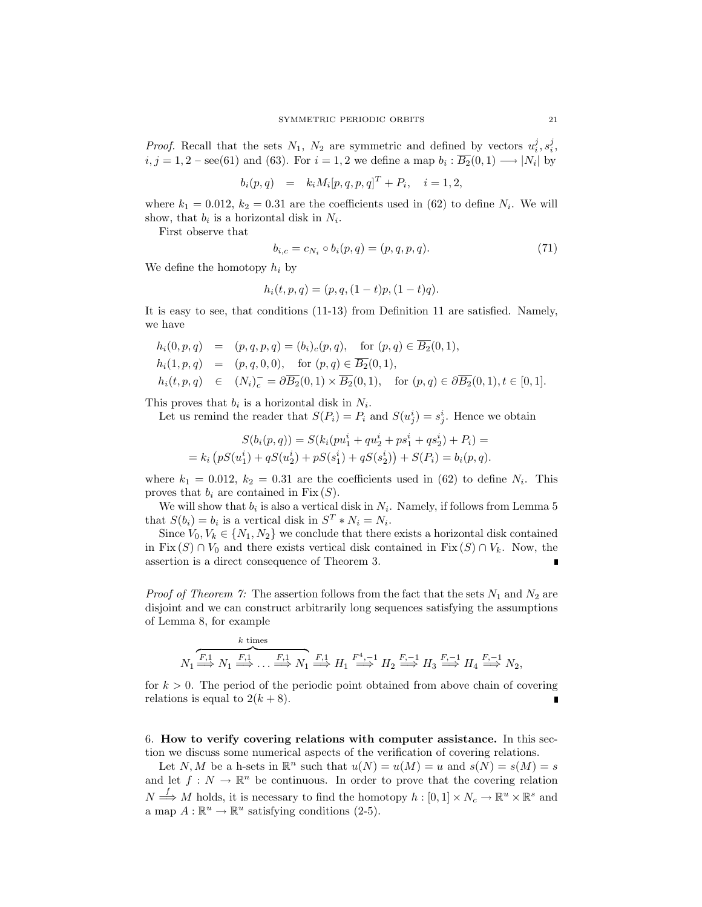*Proof.* Recall that the sets $N_1$, $N_2$ are symmetric and defined by vectors $u_i^j, s_i^j$, $i, j = 1, 2$ – see(61) and (63). For $i = 1, 2$ we define a map $b_i : \overline{B_2}(0, 1) \longrightarrow |N_i|$ by

$$b_i(p, q) \quad = \quad k_i M_i [p, q, p, q]^T + P_i, \quad i = 1, 2,$$

where $k_1 = 0.012$, $k_2 = 0.31$ are the coefficients used in (62) to define $N_i$. We will show, that $b_i$ is a horizontal disk in $N_i$.

First observe that

$$b_{i,c} = c_{N_i} \circ b_i(p, q) = (p, q, p, q). \tag{71}$$

We define the homotopy $h_i$ by

$$h_i(t, p, q) = (p, q, (1 - t)p, (1 - t)q).$$

It is easy to see, that conditions (11-13) from Definition 11 are satisfied. Namely, we have

$$\begin{aligned}
h_i(0, p, q) &= (p, q, p, q) = (b_i)_c(p, q), \quad \text{for } (p, q) \in \overline{B_2}(0, 1), \\
h_i(1, p, q) &= (p, q, 0, 0), \quad \text{for } (p, q) \in \overline{B_2}(0, 1), \\
h_i(t, p, q) &\in (N_i)_c^- = \partial \overline{B_2}(0, 1) \times \overline{B_2}(0, 1), \quad \text{for } (p, q) \in \partial \overline{B_2}(0, 1), t \in [0, 1].
\end{aligned}$$

This proves that $b_i$ is a horizontal disk in $N_i$.

Let us remind the reader that $S(P_i) = P_i$ and $S(u_j^i) = s_j^i$. Hence we obtain

$$\begin{aligned}
S(b_i(p, q)) = S(k_i(pu_1^i + qu_2^i + ps_1^i + qs_2^i) + P_i) = \\
= k_i \left( pS(u_1^i) + qS(u_2^i) + pS(s_1^i) + qS(s_2^i) \right) + S(P_i) = b_i(p, q).
\end{aligned}$$

where $k_1 = 0.012$, $k_2 = 0.31$ are the coefficients used in (62) to define $N_i$. This proves that $b_i$ are contained in $\text{Fix}\,(S)$.

We will show that $b_i$ is also a vertical disk in $N_i$. Namely, if follows from Lemma 5 that $S(b_i) = b_i$ is a vertical disk in $S^T * N_i = N_i$.

Since $V_0, V_k \in \{N_1, N_2\}$ we conclude that there exists a horizontal disk contained in $\text{Fix}\,(S) \cap V_0$ and there exists vertical disk contained in $\text{Fix}\,(S) \cap V_k$. Now, the assertion is a direct consequence of Theorem 3. ∎

*Proof of Theorem 7:* The assertion follows from the fact that the sets $N_1$ and $N_2$ are disjoint and we can construct arbitrarily long sequences satisfying the assumptions of Lemma 8, for example

$$\overbrace{N_1 \overset{F,1}{\Longrightarrow} N_1 \overset{F,1}{\Longrightarrow} \dots \overset{F,1}{\Longrightarrow} N_1}^{k \text{ times}} \overset{F,1}{\Longrightarrow} H_1 \overset{F^4,-1}{\Longrightarrow} H_2 \overset{F,-1}{\Longrightarrow} H_3 \overset{F,-1}{\Longrightarrow} H_4 \overset{F,-1}{\Longrightarrow} N_2,$$

for $k > 0$. The period of the periodic point obtained from above chain of covering relations is equal to $2(k + 8)$. ∎

6. **How to verify covering relations with computer assistance.** In this section we discuss some numerical aspects of the verification of covering relations.

Let $N, M$ be a h-sets in $\mathbb{R}^n$ such that $u(N) = u(M) = u$ and $s(N) = s(M) = s$ and let $f : N \to \mathbb{R}^n$ be continuous. In order to prove that the covering relation $N \overset{f}{\Longrightarrow} M$ holds, it is necessary to find the homotopy $h : [0, 1] \times N_c \to \mathbb{R}^u \times \mathbb{R}^s$ and a map $A : \mathbb{R}^u \to \mathbb{R}^u$ satisfying conditions (2-5).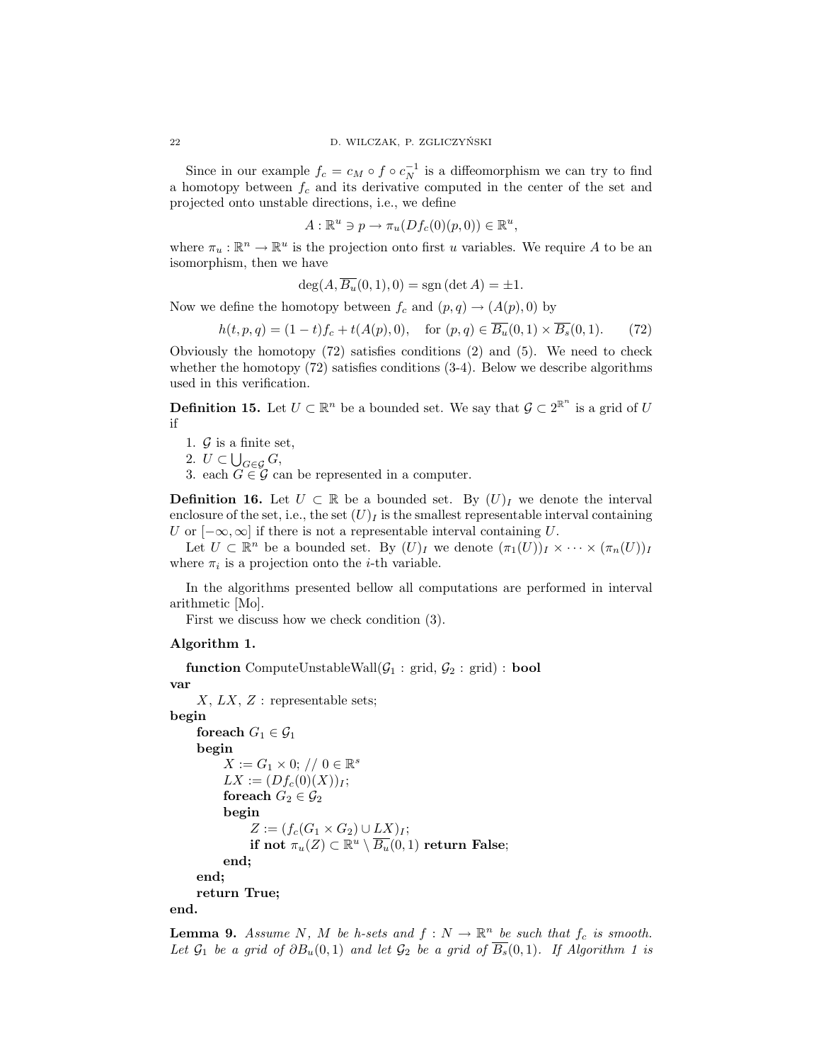Since in our example $f_c = c_M \circ f \circ c_N^{-1}$ is a diffeomorphism we can try to find a homotopy between $f_c$ and its derivative computed in the center of the set and projected onto unstable directions, i.e., we define

$$A : \mathbb{R}^u \ni p \to \pi_u(Df_c(0)(p,0)) \in \mathbb{R}^u,$$

where $\pi_u : \mathbb{R}^n \to \mathbb{R}^u$ is the projection onto first $u$ variables. We require $A$ to be an isomorphism, then we have

$$\deg(A, \overline{B_u}(0,1), 0) = \operatorname{sgn}(\det A) = \pm 1.$$

Now we define the homotopy between $f_c$ and $(p,q) \to (A(p), 0)$ by

$$h(t,p,q) = (1-t)f_c + t(A(p),0), \quad \text{for } (p,q) \in \overline{B_u}(0,1) \times \overline{B_s}(0,1). \tag{72}$$

Obviously the homotopy (72) satisfies conditions (2) and (5). We need to check whether the homotopy (72) satisfies conditions (3-4). Below we describe algorithms used in this verification.

**Definition 15.** Let $U \subset \mathbb{R}^n$ be a bounded set. We say that $\mathcal{G} \subset 2^{\mathbb{R}^n}$ is a grid of $U$ if

1. $\mathcal{G}$ is a finite set,
2. $U \subset \bigcup_{G \in \mathcal{G}} G$,
3. each $G \in \mathcal{G}$ can be represented in a computer.

**Definition 16.** Let $U \subset \mathbb{R}$ be a bounded set. By $(U)_I$ we denote the interval enclosure of the set, i.e., the set $(U)_I$ is the smallest representable interval containing $U$ or $[-\infty, \infty]$ if there is not a representable interval containing $U$.

Let $U \subset \mathbb{R}^n$ be a bounded set. By $(U)_I$ we denote $(\pi_1(U))_I \times \cdots \times (\pi_n(U))_I$ where $\pi_i$ is a projection onto the $i$-th variable.

In the algorithms presented bellow all computations are performed in interval arithmetic [Mo].

First we discuss how we check condition (3).

**Algorithm 1.**

**function** ComputeUnstableWall($\mathcal{G}_1$ : grid, $\mathcal{G}_2$ : grid) : **bool**
**var**
  $X$, $LX$, $Z$ : representable sets;
**begin**
  **foreach** $G_1 \in \mathcal{G}_1$
  **begin**
    $X := G_1 \times 0$; // $0 \in \mathbb{R}^s$
    $LX := (Df_c(0)(X))_I$;
    **foreach** $G_2 \in \mathcal{G}_2$
    **begin**
      $Z := (f_c(G_1 \times G_2) \cup LX)_I$;
      **if not** $\pi_u(Z) \subset \mathbb{R}^u \setminus \overline{B_u}(0,1)$ **return False**;
    **end;**
  **end;**
  **return True;**
**end.**

**Lemma 9.** *Assume $N$, $M$ be h-sets and $f : N \to \mathbb{R}^n$ be such that $f_c$ is smooth. Let $\mathcal{G}_1$ be a grid of $\partial B_u(0,1)$ and let $\mathcal{G}_2$ be a grid of $\overline{B_s}(0,1)$. If Algorithm 1 is*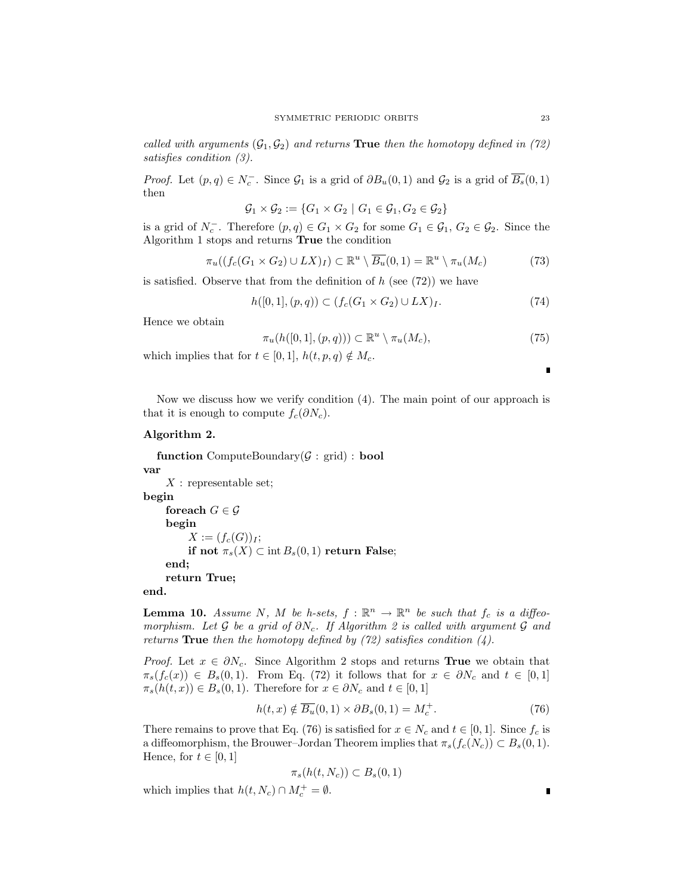*called with arguments* $(\mathcal{G}_1, \mathcal{G}_2)$ *and returns* **True** *then the homotopy defined in (72) satisfies condition (3).*

*Proof.* Let $(p,q) \in N_c^-$. Since $\mathcal{G}_1$ is a grid of $\partial B_u(0,1)$ and $\mathcal{G}_2$ is a grid of $\overline{B_s}(0,1)$ then

$$\mathcal{G}_1 \times \mathcal{G}_2 := \{G_1 \times G_2 \mid G_1 \in \mathcal{G}_1, G_2 \in \mathcal{G}_2\}$$

is a grid of $N_c^-$. Therefore $(p,q) \in G_1 \times G_2$ for some $G_1 \in \mathcal{G}_1$, $G_2 \in \mathcal{G}_2$. Since the Algorithm 1 stops and returns **True** the condition

$$\pi_u((f_c(G_1 \times G_2) \cup LX)_I) \subset \mathbb{R}^u \setminus \overline{B_u}(0,1) = \mathbb{R}^u \setminus \pi_u(M_c) \tag{73}$$

is satisfied. Observe that from the definition of $h$ (see (72)) we have

$$h([0,1],(p,q)) \subset (f_c(G_1 \times G_2) \cup LX)_I. \tag{74}$$

Hence we obtain

$$\pi_u(h([0,1],(p,q))) \subset \mathbb{R}^u \setminus \pi_u(M_c), \tag{75}$$

which implies that for $t \in [0,1]$, $h(t,p,q) \notin M_c$. ∎

Now we discuss how we verify condition (4). The main point of our approach is that it is enough to compute $f_c(\partial N_c)$.

**Algorithm 2.**

```
function ComputeBoundary(G : grid) : bool
var
    X : representable set;
begin
    foreach G ∈ G
    begin
        X := (f_c(G))_I;
        if not π_s(X) ⊂ int B_s(0,1) return False;
    end;
    return True;
end.
```

**Lemma 10.** *Assume* $N$*,* $M$ *be h-sets,* $f : \mathbb{R}^n \to \mathbb{R}^n$ *be such that* $f_c$ *is a diffeomorphism. Let* $\mathcal{G}$ *be a grid of* $\partial N_c$*. If Algorithm 2 is called with argument* $\mathcal{G}$ *and returns* **True** *then the homotopy defined by (72) satisfies condition (4).*

*Proof.* Let $x \in \partial N_c$. Since Algorithm 2 stops and returns **True** we obtain that $\pi_s(f_c(x)) \in B_s(0,1)$. From Eq. (72) it follows that for $x \in \partial N_c$ and $t \in [0,1]$ $\pi_s(h(t,x)) \in B_s(0,1)$. Therefore for $x \in \partial N_c$ and $t \in [0,1]$

$$h(t,x) \notin \overline{B_u}(0,1) \times \partial B_s(0,1) = M_c^+. \tag{76}$$

There remains to prove that Eq. (76) is satisfied for $x \in N_c$ and $t \in [0,1]$. Since $f_c$ is a diffeomorphism, the Brouwer–Jordan Theorem implies that $\pi_s(f_c(N_c)) \subset B_s(0,1)$. Hence, for $t \in [0,1]$

$$\pi_s(h(t,N_c)) \subset B_s(0,1)$$

which implies that $h(t,N_c) \cap M_c^+ = \emptyset$. ∎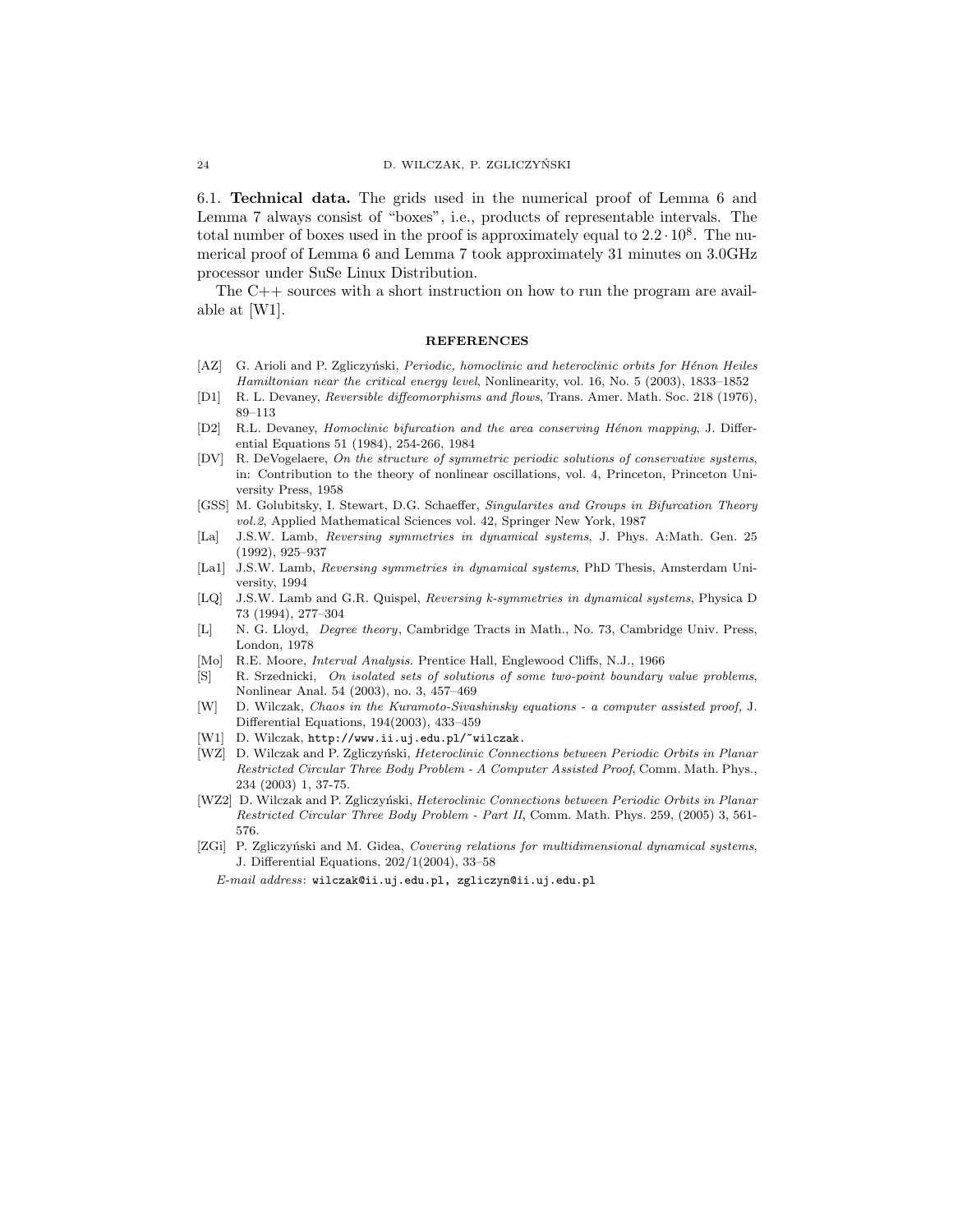6.1. **Technical data.** The grids used in the numerical proof of Lemma 6 and Lemma 7 always consist of "boxes", i.e., products of representable intervals. The total number of boxes used in the proof is approximately equal to $2.2 \cdot 10^8$. The numerical proof of Lemma 6 and Lemma 7 took approximately 31 minutes on 3.0GHz processor under SuSe Linux Distribution.

The C++ sources with a short instruction on how to run the program are available at [W1].

## REFERENCES

- [AZ] G. Arioli and P. Zgliczyński, *Periodic, homoclinic and heteroclinic orbits for Hénon Heiles Hamiltonian near the critical energy level*, Nonlinearity, vol. 16, No. 5 (2003), 1833–1852
- [D1] R. L. Devaney, *Reversible diffeomorphisms and flows*, Trans. Amer. Math. Soc. 218 (1976), 89–113
- [D2] R.L. Devaney, *Homoclinic bifurcation and the area conserving Hénon mapping*, J. Differential Equations 51 (1984), 254-266, 1984
- [DV] R. DeVogelaere, *On the structure of symmetric periodic solutions of conservative systems*, in: Contribution to the theory of nonlinear oscillations, vol. 4, Princeton, Princeton University Press, 1958
- [GSS] M. Golubitsky, I. Stewart, D.G. Schaeffer, *Singularites and Groups in Bifurcation Theory vol.2*, Applied Mathematical Sciences vol. 42, Springer New York, 1987
- [La] J.S.W. Lamb, *Reversing symmetries in dynamical systems*, J. Phys. A:Math. Gen. 25 (1992), 925–937
- [La1] J.S.W. Lamb, *Reversing symmetries in dynamical systems*, PhD Thesis, Amsterdam University, 1994
- [LQ] J.S.W. Lamb and G.R. Quispel, *Reversing k-symmetries in dynamical systems*, Physica D 73 (1994), 277–304
- [L] N. G. Lloyd, *Degree theory*, Cambridge Tracts in Math., No. 73, Cambridge Univ. Press, London, 1978
- [Mo] R.E. Moore, *Interval Analysis.* Prentice Hall, Englewood Cliffs, N.J., 1966
- [S] R. Srzednicki, *On isolated sets of solutions of some two-point boundary value problems*, Nonlinear Anal. 54 (2003), no. 3, 457–469
- [W] D. Wilczak, *Chaos in the Kuramoto-Sivashinsky equations - a computer assisted proof,* J. Differential Equations, 194(2003), 433–459
- [W1] D. Wilczak, `http://www.ii.uj.edu.pl/~wilczak.`
- [WZ] D. Wilczak and P. Zgliczyński, *Heteroclinic Connections between Periodic Orbits in Planar Restricted Circular Three Body Problem - A Computer Assisted Proof*, Comm. Math. Phys., 234 (2003) 1, 37-75.
- [WZ2] D. Wilczak and P. Zgliczyński, *Heteroclinic Connections between Periodic Orbits in Planar Restricted Circular Three Body Problem - Part II*, Comm. Math. Phys. 259, (2005) 3, 561-576.
- [ZGi] P. Zgliczyński and M. Gidea, *Covering relations for multidimensional dynamical systems*, J. Differential Equations, 202/1(2004), 33–58

*E-mail address*: `wilczak@ii.uj.edu.pl, zgliczyn@ii.uj.edu.pl`